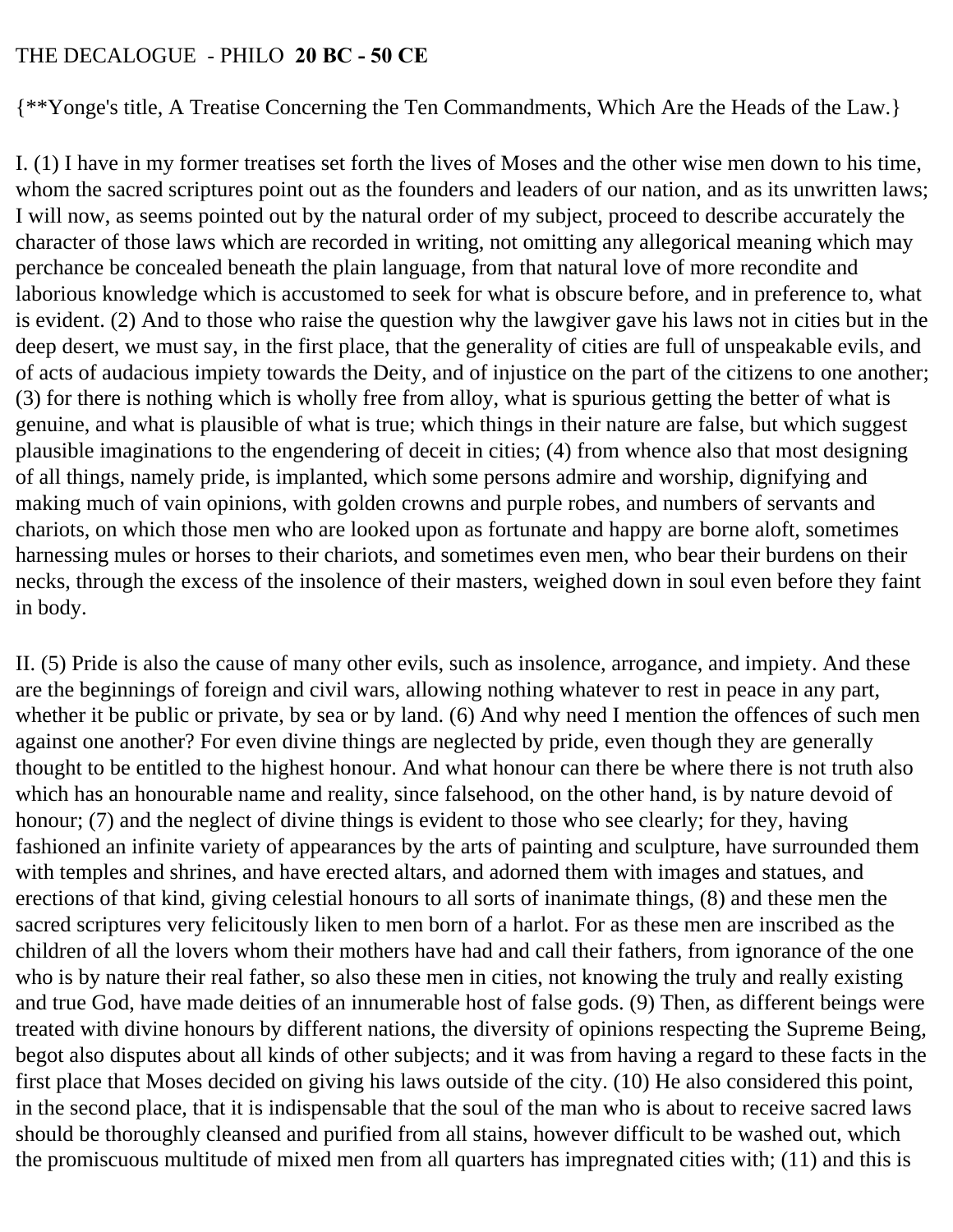THE DECALOGUE - PHILO **20 BC - 50 CE**

{**Yonge's title, A Treatise Concerning the Ten Commandments, Which Are the Heads of the Law.}

I. (1) I have in my former treatises set forth the lives of Moses and the other wise men down to his time, whom the sacred scriptures point out as the founders and leaders of our nation, and as its unwritten laws; I will now, as seems pointed out by the natural order of my subject, proceed to describe accurately the character of those laws which are recorded in writing, not omitting any allegorical meaning which may perchance be concealed beneath the plain language, from that natural love of more recondite and laborious knowledge which is accustomed to seek for what is obscure before, and in preference to, what is evident. (2) And to those who raise the question why the lawgiver gave his laws not in cities but in the deep desert, we must say, in the first place, that the generality of cities are full of unspeakable evils, and of acts of audacious impiety towards the Deity, and of injustice on the part of the citizens to one another; (3) for there is nothing which is wholly free from alloy, what is spurious getting the better of what is genuine, and what is plausible of what is true; which things in their nature are false, but which suggest plausible imaginations to the engendering of deceit in cities; (4) from whence also that most designing of all things, namely pride, is implanted, which some persons admire and worship, dignifying and making much of vain opinions, with golden crowns and purple robes, and numbers of servants and chariots, on which those men who are looked upon as fortunate and happy are borne aloft, sometimes harnessing mules or horses to their chariots, and sometimes even men, who bear their burdens on their necks, through the excess of the insolence of their masters, weighed down in soul even before they faint in body.

II. (5) Pride is also the cause of many other evils, such as insolence, arrogance, and impiety. And these are the beginnings of foreign and civil wars, allowing nothing whatever to rest in peace in any part, whether it be public or private, by sea or by land. (6) And why need I mention the offences of such men against one another? For even divine things are neglected by pride, even though they are generally thought to be entitled to the highest honour. And what honour can there be where there is not truth also which has an honourable name and reality, since falsehood, on the other hand, is by nature devoid of honour; (7) and the neglect of divine things is evident to those who see clearly; for they, having fashioned an infinite variety of appearances by the arts of painting and sculpture, have surrounded them with temples and shrines, and have erected altars, and adorned them with images and statues, and erections of that kind, giving celestial honours to all sorts of inanimate things, (8) and these men the sacred scriptures very felicitously liken to men born of a harlot. For as these men are inscribed as the children of all the lovers whom their mothers have had and call their fathers, from ignorance of the one who is by nature their real father, so also these men in cities, not knowing the truly and really existing and true God, have made deities of an innumerable host of false gods. (9) Then, as different beings were treated with divine honours by different nations, the diversity of opinions respecting the Supreme Being, begot also disputes about all kinds of other subjects; and it was from having a regard to these facts in the first place that Moses decided on giving his laws outside of the city. (10) He also considered this point, in the second place, that it is indispensable that the soul of the man who is about to receive sacred laws should be thoroughly cleansed and purified from all stains, however difficult to be washed out, which the promiscuous multitude of mixed men from all quarters has impregnated cities with; (11) and this is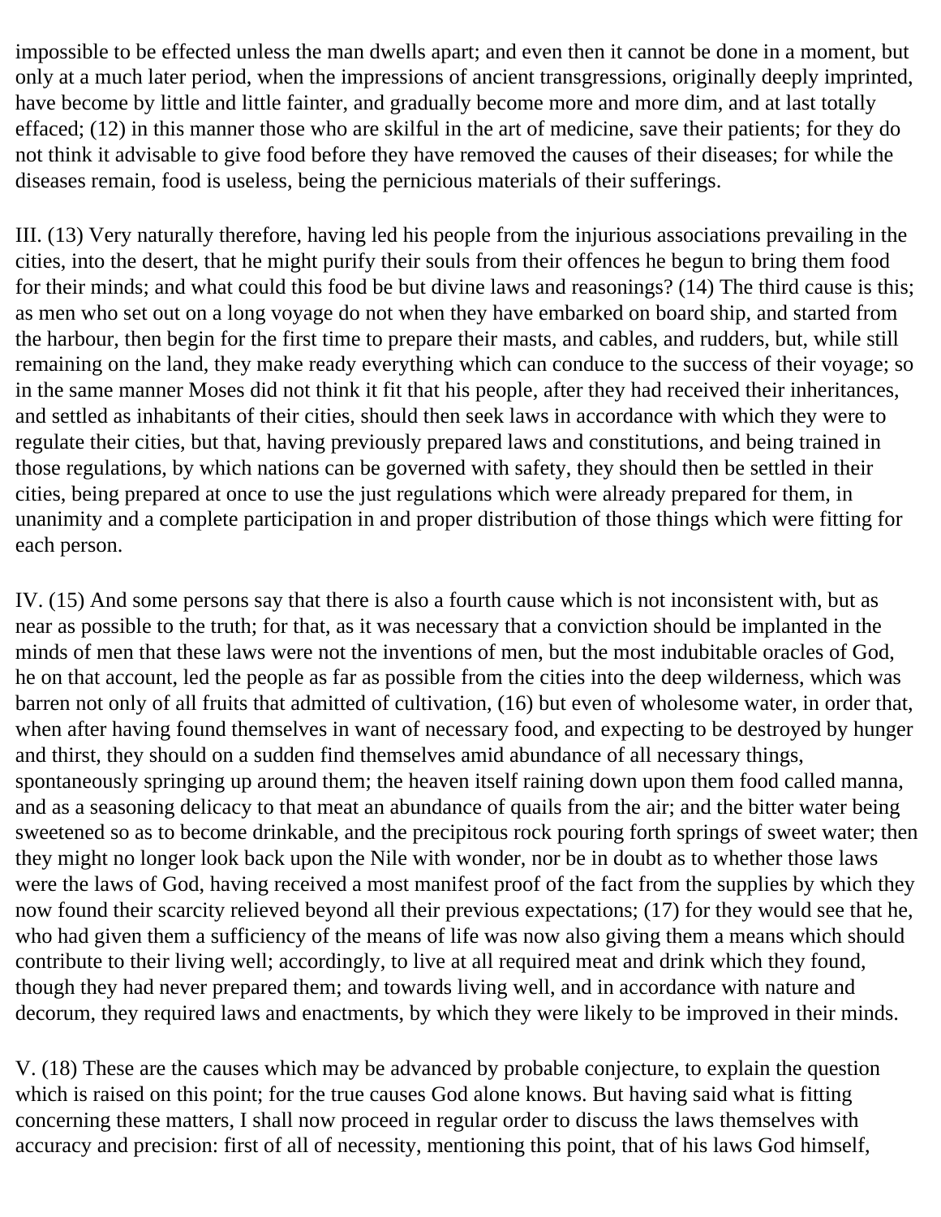impossible to be effected unless the man dwells apart; and even then it cannot be done in a moment, but only at a much later period, when the impressions of ancient transgressions, originally deeply imprinted, have become by little and little fainter, and gradually become more and more dim, and at last totally effaced; (12) in this manner those who are skilful in the art of medicine, save their patients; for they do not think it advisable to give food before they have removed the causes of their diseases; for while the diseases remain, food is useless, being the pernicious materials of their sufferings.

III. (13) Very naturally therefore, having led his people from the injurious associations prevailing in the cities, into the desert, that he might purify their souls from their offences he begun to bring them food for their minds; and what could this food be but divine laws and reasonings? (14) The third cause is this; as men who set out on a long voyage do not when they have embarked on board ship, and started from the harbour, then begin for the first time to prepare their masts, and cables, and rudders, but, while still remaining on the land, they make ready everything which can conduce to the success of their voyage; so in the same manner Moses did not think it fit that his people, after they had received their inheritances, and settled as inhabitants of their cities, should then seek laws in accordance with which they were to regulate their cities, but that, having previously prepared laws and constitutions, and being trained in those regulations, by which nations can be governed with safety, they should then be settled in their cities, being prepared at once to use the just regulations which were already prepared for them, in unanimity and a complete participation in and proper distribution of those things which were fitting for each person.

IV. (15) And some persons say that there is also a fourth cause which is not inconsistent with, but as near as possible to the truth; for that, as it was necessary that a conviction should be implanted in the minds of men that these laws were not the inventions of men, but the most indubitable oracles of God, he on that account, led the people as far as possible from the cities into the deep wilderness, which was barren not only of all fruits that admitted of cultivation, (16) but even of wholesome water, in order that, when after having found themselves in want of necessary food, and expecting to be destroyed by hunger and thirst, they should on a sudden find themselves amid abundance of all necessary things, spontaneously springing up around them; the heaven itself raining down upon them food called manna, and as a seasoning delicacy to that meat an abundance of quails from the air; and the bitter water being sweetened so as to become drinkable, and the precipitous rock pouring forth springs of sweet water; then they might no longer look back upon the Nile with wonder, nor be in doubt as to whether those laws were the laws of God, having received a most manifest proof of the fact from the supplies by which they now found their scarcity relieved beyond all their previous expectations; (17) for they would see that he, who had given them a sufficiency of the means of life was now also giving them a means which should contribute to their living well; accordingly, to live at all required meat and drink which they found, though they had never prepared them; and towards living well, and in accordance with nature and decorum, they required laws and enactments, by which they were likely to be improved in their minds.

V. (18) These are the causes which may be advanced by probable conjecture, to explain the question which is raised on this point; for the true causes God alone knows. But having said what is fitting concerning these matters, I shall now proceed in regular order to discuss the laws themselves with accuracy and precision: first of all of necessity, mentioning this point, that of his laws God himself,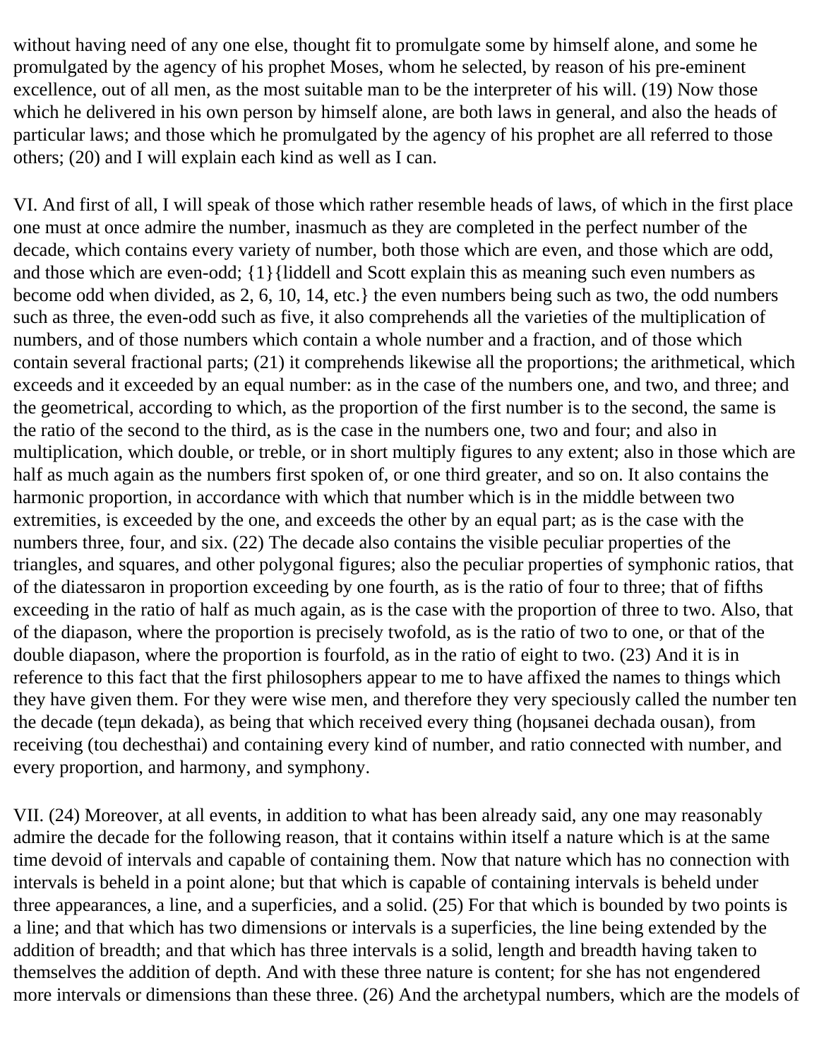without having need of any one else, thought fit to promulgate some by himself alone, and some he promulgated by the agency of his prophet Moses, whom he selected, by reason of his pre-eminent excellence, out of all men, as the most suitable man to be the interpreter of his will. (19) Now those which he delivered in his own person by himself alone, are both laws in general, and also the heads of particular laws; and those which he promulgated by the agency of his prophet are all referred to those others; (20) and I will explain each kind as well as I can.

VI. And first of all, I will speak of those which rather resemble heads of laws, of which in the first place one must at once admire the number, inasmuch as they are completed in the perfect number of the decade, which contains every variety of number, both those which are even, and those which are odd, and those which are even-odd; {1}{liddell and Scott explain this as meaning such even numbers as become odd when divided, as 2, 6, 10, 14, etc.} the even numbers being such as two, the odd numbers such as three, the even-odd such as five, it also comprehends all the varieties of the multiplication of numbers, and of those numbers which contain a whole number and a fraction, and of those which contain several fractional parts; (21) it comprehends likewise all the proportions; the arithmetical, which exceeds and it exceeded by an equal number: as in the case of the numbers one, and two, and three; and the geometrical, according to which, as the proportion of the first number is to the second, the same is the ratio of the second to the third, as is the case in the numbers one, two and four; and also in multiplication, which double, or treble, or in short multiply figures to any extent; also in those which are half as much again as the numbers first spoken of, or one third greater, and so on. It also contains the harmonic proportion, in accordance with which that number which is in the middle between two extremities, is exceeded by the one, and exceeds the other by an equal part; as is the case with the numbers three, four, and six. (22) The decade also contains the visible peculiar properties of the triangles, and squares, and other polygonal figures; also the peculiar properties of symphonic ratios, that of the diatessaron in proportion exceeding by one fourth, as is the ratio of four to three; that of fifths exceeding in the ratio of half as much again, as is the case with the proportion of three to two. Also, that of the diapason, where the proportion is precisely twofold, as is the ratio of two to one, or that of the double diapason, where the proportion is fourfold, as in the ratio of eight to two. (23) And it is in reference to this fact that the first philosophers appear to me to have affixed the names to things which they have given them. For they were wise men, and therefore they very speciously called the number ten the decade (teµn dekada), as being that which received every thing (hoµsanei dechada ousan), from receiving (tou dechesthai) and containing every kind of number, and ratio connected with number, and every proportion, and harmony, and symphony.

VII. (24) Moreover, at all events, in addition to what has been already said, any one may reasonably admire the decade for the following reason, that it contains within itself a nature which is at the same time devoid of intervals and capable of containing them. Now that nature which has no connection with intervals is beheld in a point alone; but that which is capable of containing intervals is beheld under three appearances, a line, and a superficies, and a solid. (25) For that which is bounded by two points is a line; and that which has two dimensions or intervals is a superficies, the line being extended by the addition of breadth; and that which has three intervals is a solid, length and breadth having taken to themselves the addition of depth. And with these three nature is content; for she has not engendered more intervals or dimensions than these three. (26) And the archetypal numbers, which are the models of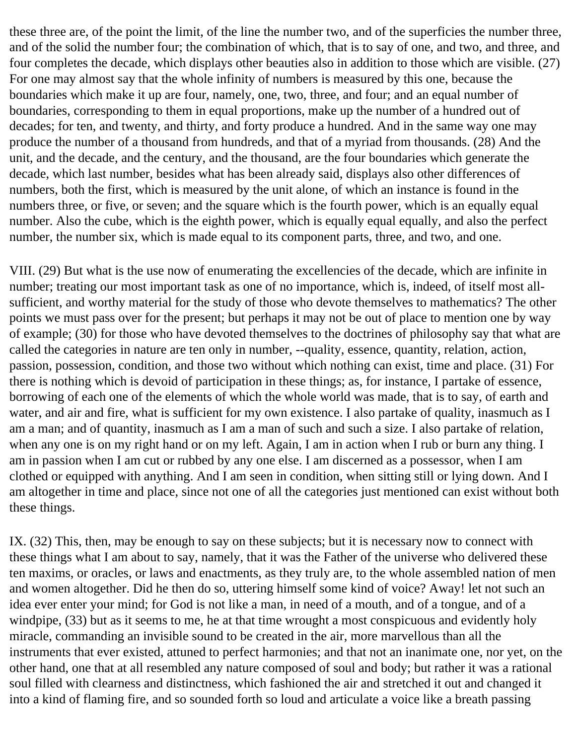these three are, of the point the limit, of the line the number two, and of the superficies the number three, and of the solid the number four; the combination of which, that is to say of one, and two, and three, and four completes the decade, which displays other beauties also in addition to those which are visible. (27) For one may almost say that the whole infinity of numbers is measured by this one, because the boundaries which make it up are four, namely, one, two, three, and four; and an equal number of boundaries, corresponding to them in equal proportions, make up the number of a hundred out of decades; for ten, and twenty, and thirty, and forty produce a hundred. And in the same way one may produce the number of a thousand from hundreds, and that of a myriad from thousands. (28) And the unit, and the decade, and the century, and the thousand, are the four boundaries which generate the decade, which last number, besides what has been already said, displays also other differences of numbers, both the first, which is measured by the unit alone, of which an instance is found in the numbers three, or five, or seven; and the square which is the fourth power, which is an equally equal number. Also the cube, which is the eighth power, which is equally equal equally, and also the perfect number, the number six, which is made equal to its component parts, three, and two, and one.

VIII. (29) But what is the use now of enumerating the excellencies of the decade, which are infinite in number; treating our most important task as one of no importance, which is, indeed, of itself most all-sufficient, and worthy material for the study of those who devote themselves to mathematics? The other points we must pass over for the present; but perhaps it may not be out of place to mention one by way of example; (30) for those who have devoted themselves to the doctrines of philosophy say that what are called the categories in nature are ten only in number, --quality, essence, quantity, relation, action, passion, possession, condition, and those two without which nothing can exist, time and place. (31) For there is nothing which is devoid of participation in these things; as, for instance, I partake of essence, borrowing of each one of the elements of which the whole world was made, that is to say, of earth and water, and air and fire, what is sufficient for my own existence. I also partake of quality, inasmuch as I am a man; and of quantity, inasmuch as I am a man of such and such a size. I also partake of relation, when any one is on my right hand or on my left. Again, I am in action when I rub or burn any thing. I am in passion when I am cut or rubbed by any one else. I am discerned as a possessor, when I am clothed or equipped with anything. And I am seen in condition, when sitting still or lying down. And I am altogether in time and place, since not one of all the categories just mentioned can exist without both these things.

IX. (32) This, then, may be enough to say on these subjects; but it is necessary now to connect with these things what I am about to say, namely, that it was the Father of the universe who delivered these ten maxims, or oracles, or laws and enactments, as they truly are, to the whole assembled nation of men and women altogether. Did he then do so, uttering himself some kind of voice? Away! let not such an idea ever enter your mind; for God is not like a man, in need of a mouth, and of a tongue, and of a windpipe, (33) but as it seems to me, he at that time wrought a most conspicuous and evidently holy miracle, commanding an invisible sound to be created in the air, more marvellous than all the instruments that ever existed, attuned to perfect harmonies; and that not an inanimate one, nor yet, on the other hand, one that at all resembled any nature composed of soul and body; but rather it was a rational soul filled with clearness and distinctness, which fashioned the air and stretched it out and changed it into a kind of flaming fire, and so sounded forth so loud and articulate a voice like a breath passing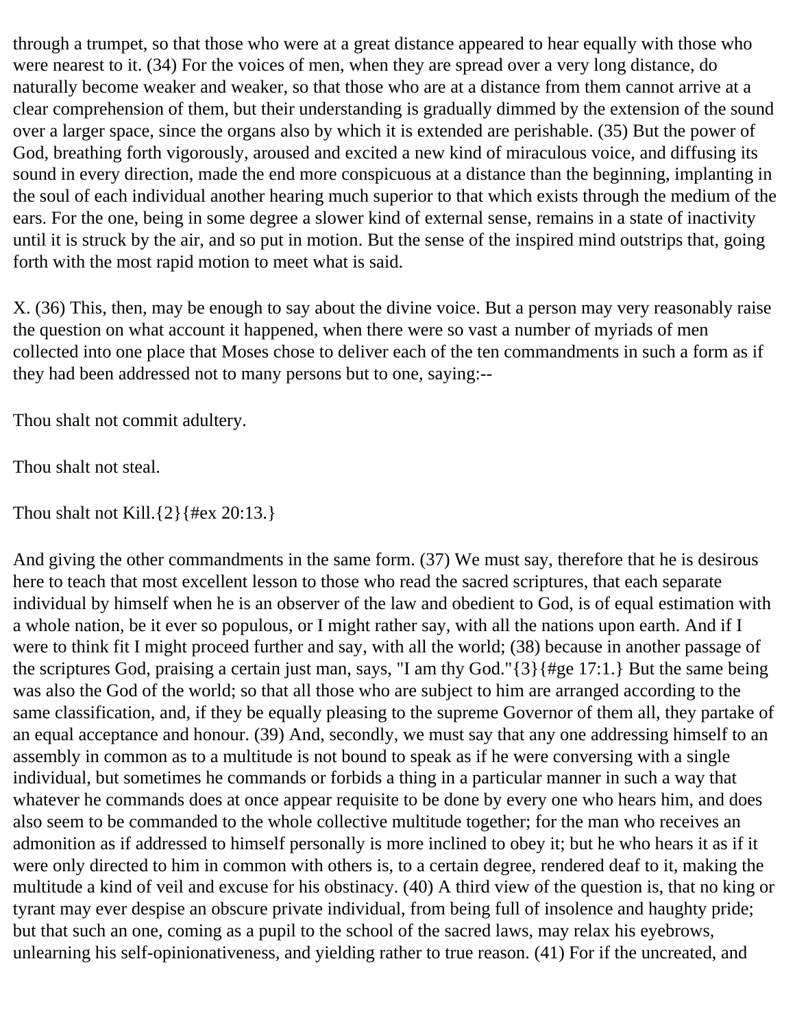through a trumpet, so that those who were at a great distance appeared to hear equally with those who were nearest to it. (34) For the voices of men, when they are spread over a very long distance, do naturally become weaker and weaker, so that those who are at a distance from them cannot arrive at a clear comprehension of them, but their understanding is gradually dimmed by the extension of the sound over a larger space, since the organs also by which it is extended are perishable. (35) But the power of God, breathing forth vigorously, aroused and excited a new kind of miraculous voice, and diffusing its sound in every direction, made the end more conspicuous at a distance than the beginning, implanting in the soul of each individual another hearing much superior to that which exists through the medium of the ears. For the one, being in some degree a slower kind of external sense, remains in a state of inactivity until it is struck by the air, and so put in motion. But the sense of the inspired mind outstrips that, going forth with the most rapid motion to meet what is said.

X. (36) This, then, may be enough to say about the divine voice. But a person may very reasonably raise the question on what account it happened, when there were so vast a number of myriads of men collected into one place that Moses chose to deliver each of the ten commandments in such a form as if they had been addressed not to many persons but to one, saying:--

Thou shalt not commit adultery.

Thou shalt not steal.

Thou shalt not Kill.{2}{#ex 20:13.}

And giving the other commandments in the same form. (37) We must say, therefore that he is desirous here to teach that most excellent lesson to those who read the sacred scriptures, that each separate individual by himself when he is an observer of the law and obedient to God, is of equal estimation with a whole nation, be it ever so populous, or I might rather say, with all the nations upon earth. And if I were to think fit I might proceed further and say, with all the world; (38) because in another passage of the scriptures God, praising a certain just man, says, "I am thy God."{3}{#ge 17:1.} But the same being was also the God of the world; so that all those who are subject to him are arranged according to the same classification, and, if they be equally pleasing to the supreme Governor of them all, they partake of an equal acceptance and honour. (39) And, secondly, we must say that any one addressing himself to an assembly in common as to a multitude is not bound to speak as if he were conversing with a single individual, but sometimes he commands or forbids a thing in a particular manner in such a way that whatever he commands does at once appear requisite to be done by every one who hears him, and does also seem to be commanded to the whole collective multitude together; for the man who receives an admonition as if addressed to himself personally is more inclined to obey it; but he who hears it as if it were only directed to him in common with others is, to a certain degree, rendered deaf to it, making the multitude a kind of veil and excuse for his obstinacy. (40) A third view of the question is, that no king or tyrant may ever despise an obscure private individual, from being full of insolence and haughty pride; but that such an one, coming as a pupil to the school of the sacred laws, may relax his eyebrows, unlearning his self-opinionativeness, and yielding rather to true reason. (41) For if the uncreated, and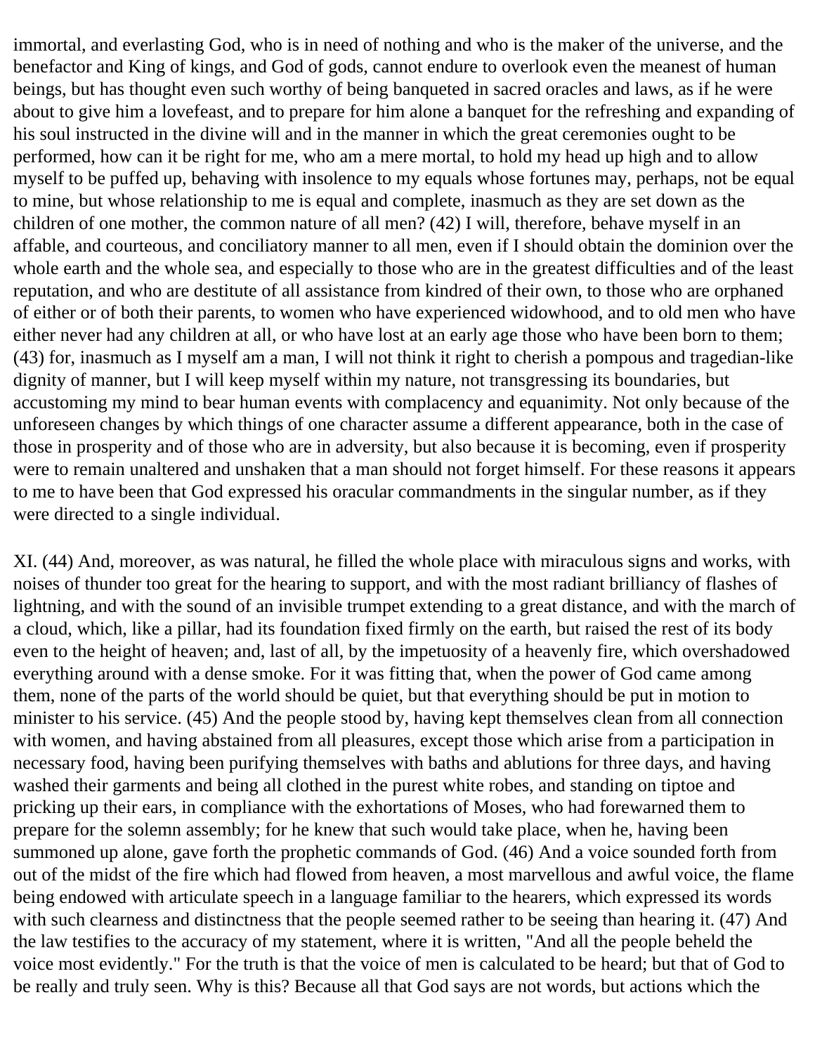immortal, and everlasting God, who is in need of nothing and who is the maker of the universe, and the benefactor and King of kings, and God of gods, cannot endure to overlook even the meanest of human beings, but has thought even such worthy of being banqueted in sacred oracles and laws, as if he were about to give him a lovefeast, and to prepare for him alone a banquet for the refreshing and expanding of his soul instructed in the divine will and in the manner in which the great ceremonies ought to be performed, how can it be right for me, who am a mere mortal, to hold my head up high and to allow myself to be puffed up, behaving with insolence to my equals whose fortunes may, perhaps, not be equal to mine, but whose relationship to me is equal and complete, inasmuch as they are set down as the children of one mother, the common nature of all men? (42) I will, therefore, behave myself in an affable, and courteous, and conciliatory manner to all men, even if I should obtain the dominion over the whole earth and the whole sea, and especially to those who are in the greatest difficulties and of the least reputation, and who are destitute of all assistance from kindred of their own, to those who are orphaned of either or of both their parents, to women who have experienced widowhood, and to old men who have either never had any children at all, or who have lost at an early age those who have been born to them; (43) for, inasmuch as I myself am a man, I will not think it right to cherish a pompous and tragedian-like dignity of manner, but I will keep myself within my nature, not transgressing its boundaries, but accustoming my mind to bear human events with complacency and equanimity. Not only because of the unforeseen changes by which things of one character assume a different appearance, both in the case of those in prosperity and of those who are in adversity, but also because it is becoming, even if prosperity were to remain unaltered and unshaken that a man should not forget himself. For these reasons it appears to me to have been that God expressed his oracular commandments in the singular number, as if they were directed to a single individual.

XI. (44) And, moreover, as was natural, he filled the whole place with miraculous signs and works, with noises of thunder too great for the hearing to support, and with the most radiant brilliancy of flashes of lightning, and with the sound of an invisible trumpet extending to a great distance, and with the march of a cloud, which, like a pillar, had its foundation fixed firmly on the earth, but raised the rest of its body even to the height of heaven; and, last of all, by the impetuosity of a heavenly fire, which overshadowed everything around with a dense smoke. For it was fitting that, when the power of God came among them, none of the parts of the world should be quiet, but that everything should be put in motion to minister to his service. (45) And the people stood by, having kept themselves clean from all connection with women, and having abstained from all pleasures, except those which arise from a participation in necessary food, having been purifying themselves with baths and ablutions for three days, and having washed their garments and being all clothed in the purest white robes, and standing on tiptoe and pricking up their ears, in compliance with the exhortations of Moses, who had forewarned them to prepare for the solemn assembly; for he knew that such would take place, when he, having been summoned up alone, gave forth the prophetic commands of God. (46) And a voice sounded forth from out of the midst of the fire which had flowed from heaven, a most marvellous and awful voice, the flame being endowed with articulate speech in a language familiar to the hearers, which expressed its words with such clearness and distinctness that the people seemed rather to be seeing than hearing it. (47) And the law testifies to the accuracy of my statement, where it is written, "And all the people beheld the voice most evidently." For the truth is that the voice of men is calculated to be heard; but that of God to be really and truly seen. Why is this? Because all that God says are not words, but actions which the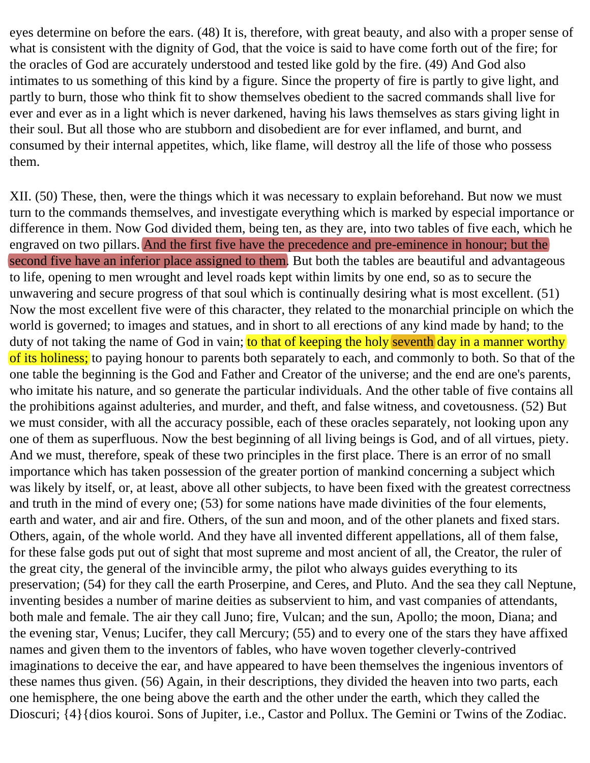eyes determine on before the ears. (48) It is, therefore, with great beauty, and also with a proper sense of what is consistent with the dignity of God, that the voice is said to have come forth out of the fire; for the oracles of God are accurately understood and tested like gold by the fire. (49) And God also intimates to us something of this kind by a figure. Since the property of fire is partly to give light, and partly to burn, those who think fit to show themselves obedient to the sacred commands shall live for ever and ever as in a light which is never darkened, having his laws themselves as stars giving light in their soul. But all those who are stubborn and disobedient are for ever inflamed, and burnt, and consumed by their internal appetites, which, like flame, will destroy all the life of those who possess them.

XII. (50) These, then, were the things which it was necessary to explain beforehand. But now we must turn to the commands themselves, and investigate everything which is marked by especial importance or difference in them. Now God divided them, being ten, as they are, into two tables of five each, which he engraved on two pillars. And the first five have the precedence and pre-eminence in honour; but the second five have an inferior place assigned to them. But both the tables are beautiful and advantageous to life, opening to men wrought and level roads kept within limits by one end, so as to secure the unwavering and secure progress of that soul which is continually desiring what is most excellent. (51) Now the most excellent five were of this character, they related to the monarchial principle on which the world is governed; to images and statues, and in short to all erections of any kind made by hand; to the duty of not taking the name of God in vain; to that of keeping the holy seventh day in a manner worthy of its holiness; to paying honour to parents both separately to each, and commonly to both. So that of the one table the beginning is the God and Father and Creator of the universe; and the end are one's parents, who imitate his nature, and so generate the particular individuals. And the other table of five contains all the prohibitions against adulteries, and murder, and theft, and false witness, and covetousness. (52) But we must consider, with all the accuracy possible, each of these oracles separately, not looking upon any one of them as superfluous. Now the best beginning of all living beings is God, and of all virtues, piety. And we must, therefore, speak of these two principles in the first place. There is an error of no small importance which has taken possession of the greater portion of mankind concerning a subject which was likely by itself, or, at least, above all other subjects, to have been fixed with the greatest correctness and truth in the mind of every one; (53) for some nations have made divinities of the four elements, earth and water, and air and fire. Others, of the sun and moon, and of the other planets and fixed stars. Others, again, of the whole world. And they have all invented different appellations, all of them false, for these false gods put out of sight that most supreme and most ancient of all, the Creator, the ruler of the great city, the general of the invincible army, the pilot who always guides everything to its preservation; (54) for they call the earth Proserpine, and Ceres, and Pluto. And the sea they call Neptune, inventing besides a number of marine deities as subservient to him, and vast companies of attendants, both male and female. The air they call Juno; fire, Vulcan; and the sun, Apollo; the moon, Diana; and the evening star, Venus; Lucifer, they call Mercury; (55) and to every one of the stars they have affixed names and given them to the inventors of fables, who have woven together cleverly-contrived imaginations to deceive the ear, and have appeared to have been themselves the ingenious inventors of these names thus given. (56) Again, in their descriptions, they divided the heaven into two parts, each one hemisphere, the one being above the earth and the other under the earth, which they called the Dioscuri; {4}{dios kouroi. Sons of Jupiter, i.e., Castor and Pollux. The Gemini or Twins of the Zodiac.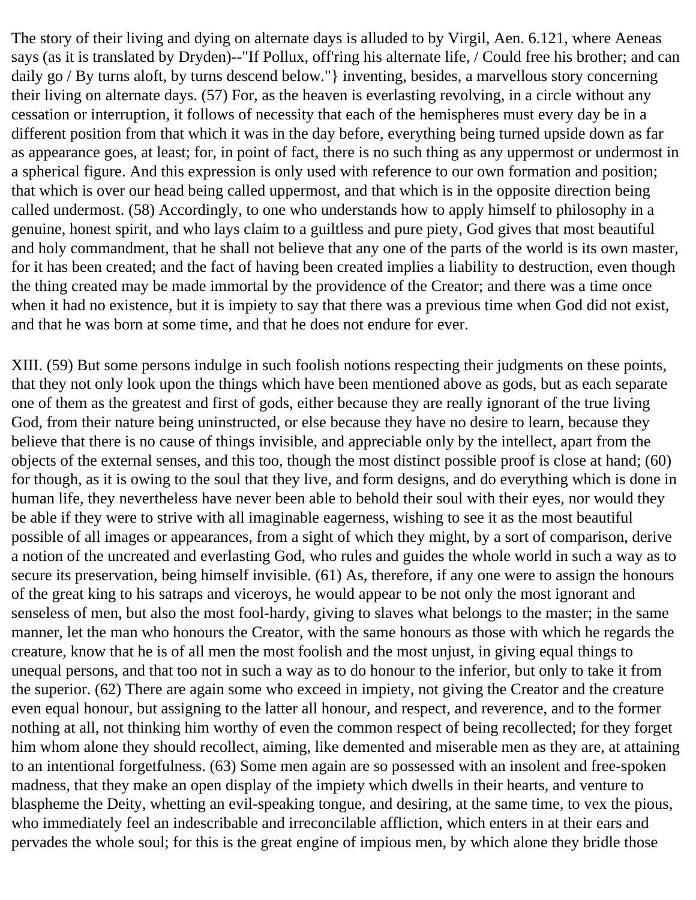The story of their living and dying on alternate days is alluded to by Virgil, Aen. 6.121, where Aeneas says (as it is translated by Dryden)--"If Pollux, off'ring his alternate life, / Could free his brother; and can daily go / By turns aloft, by turns descend below."} inventing, besides, a marvellous story concerning their living on alternate days. (57) For, as the heaven is everlasting revolving, in a circle without any cessation or interruption, it follows of necessity that each of the hemispheres must every day be in a different position from that which it was in the day before, everything being turned upside down as far as appearance goes, at least; for, in point of fact, there is no such thing as any uppermost or undermost in a spherical figure. And this expression is only used with reference to our own formation and position; that which is over our head being called uppermost, and that which is in the opposite direction being called undermost. (58) Accordingly, to one who understands how to apply himself to philosophy in a genuine, honest spirit, and who lays claim to a guiltless and pure piety, God gives that most beautiful and holy commandment, that he shall not believe that any one of the parts of the world is its own master, for it has been created; and the fact of having been created implies a liability to destruction, even though the thing created may be made immortal by the providence of the Creator; and there was a time once when it had no existence, but it is impiety to say that there was a previous time when God did not exist, and that he was born at some time, and that he does not endure for ever.

XIII. (59) But some persons indulge in such foolish notions respecting their judgments on these points, that they not only look upon the things which have been mentioned above as gods, but as each separate one of them as the greatest and first of gods, either because they are really ignorant of the true living God, from their nature being uninstructed, or else because they have no desire to learn, because they believe that there is no cause of things invisible, and appreciable only by the intellect, apart from the objects of the external senses, and this too, though the most distinct possible proof is close at hand; (60) for though, as it is owing to the soul that they live, and form designs, and do everything which is done in human life, they nevertheless have never been able to behold their soul with their eyes, nor would they be able if they were to strive with all imaginable eagerness, wishing to see it as the most beautiful possible of all images or appearances, from a sight of which they might, by a sort of comparison, derive a notion of the uncreated and everlasting God, who rules and guides the whole world in such a way as to secure its preservation, being himself invisible. (61) As, therefore, if any one were to assign the honours of the great king to his satraps and viceroys, he would appear to be not only the most ignorant and senseless of men, but also the most fool-hardy, giving to slaves what belongs to the master; in the same manner, let the man who honours the Creator, with the same honours as those with which he regards the creature, know that he is of all men the most foolish and the most unjust, in giving equal things to unequal persons, and that too not in such a way as to do honour to the inferior, but only to take it from the superior. (62) There are again some who exceed in impiety, not giving the Creator and the creature even equal honour, but assigning to the latter all honour, and respect, and reverence, and to the former nothing at all, not thinking him worthy of even the common respect of being recollected; for they forget him whom alone they should recollect, aiming, like demented and miserable men as they are, at attaining to an intentional forgetfulness. (63) Some men again are so possessed with an insolent and free-spoken madness, that they make an open display of the impiety which dwells in their hearts, and venture to blaspheme the Deity, whetting an evil-speaking tongue, and desiring, at the same time, to vex the pious, who immediately feel an indescribable and irreconcilable affliction, which enters in at their ears and pervades the whole soul; for this is the great engine of impious men, by which alone they bridle those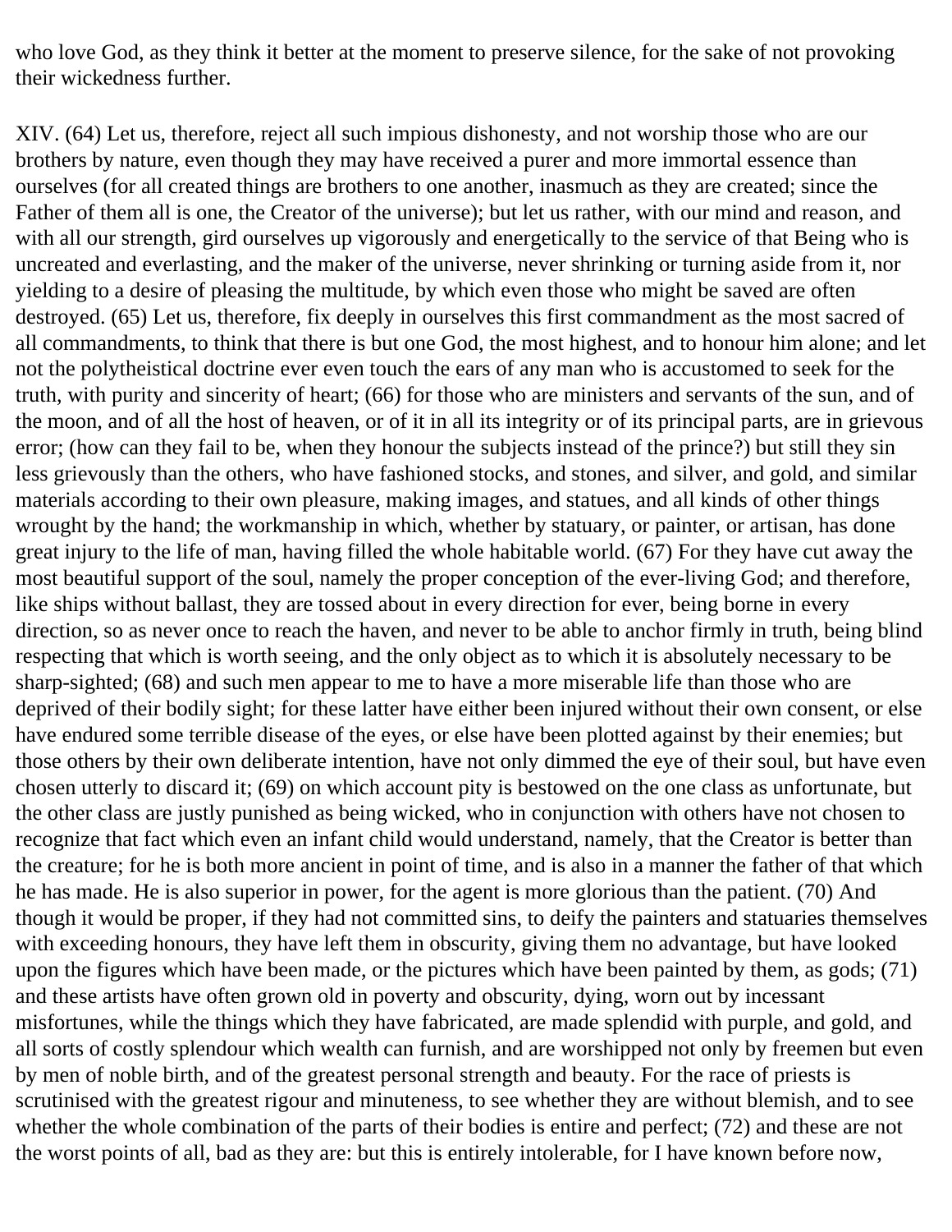who love God, as they think it better at the moment to preserve silence, for the sake of not provoking their wickedness further.

XIV. (64) Let us, therefore, reject all such impious dishonesty, and not worship those who are our brothers by nature, even though they may have received a purer and more immortal essence than ourselves (for all created things are brothers to one another, inasmuch as they are created; since the Father of them all is one, the Creator of the universe); but let us rather, with our mind and reason, and with all our strength, gird ourselves up vigorously and energetically to the service of that Being who is uncreated and everlasting, and the maker of the universe, never shrinking or turning aside from it, nor yielding to a desire of pleasing the multitude, by which even those who might be saved are often destroyed. (65) Let us, therefore, fix deeply in ourselves this first commandment as the most sacred of all commandments, to think that there is but one God, the most highest, and to honour him alone; and let not the polytheistical doctrine ever even touch the ears of any man who is accustomed to seek for the truth, with purity and sincerity of heart; (66) for those who are ministers and servants of the sun, and of the moon, and of all the host of heaven, or of it in all its integrity or of its principal parts, are in grievous error; (how can they fail to be, when they honour the subjects instead of the prince?) but still they sin less grievously than the others, who have fashioned stocks, and stones, and silver, and gold, and similar materials according to their own pleasure, making images, and statues, and all kinds of other things wrought by the hand; the workmanship in which, whether by statuary, or painter, or artisan, has done great injury to the life of man, having filled the whole habitable world. (67) For they have cut away the most beautiful support of the soul, namely the proper conception of the ever-living God; and therefore, like ships without ballast, they are tossed about in every direction for ever, being borne in every direction, so as never once to reach the haven, and never to be able to anchor firmly in truth, being blind respecting that which is worth seeing, and the only object as to which it is absolutely necessary to be sharp-sighted; (68) and such men appear to me to have a more miserable life than those who are deprived of their bodily sight; for these latter have either been injured without their own consent, or else have endured some terrible disease of the eyes, or else have been plotted against by their enemies; but those others by their own deliberate intention, have not only dimmed the eye of their soul, but have even chosen utterly to discard it; (69) on which account pity is bestowed on the one class as unfortunate, but the other class are justly punished as being wicked, who in conjunction with others have not chosen to recognize that fact which even an infant child would understand, namely, that the Creator is better than the creature; for he is both more ancient in point of time, and is also in a manner the father of that which he has made. He is also superior in power, for the agent is more glorious than the patient. (70) And though it would be proper, if they had not committed sins, to deify the painters and statuaries themselves with exceeding honours, they have left them in obscurity, giving them no advantage, but have looked upon the figures which have been made, or the pictures which have been painted by them, as gods; (71) and these artists have often grown old in poverty and obscurity, dying, worn out by incessant misfortunes, while the things which they have fabricated, are made splendid with purple, and gold, and all sorts of costly splendour which wealth can furnish, and are worshipped not only by freemen but even by men of noble birth, and of the greatest personal strength and beauty. For the race of priests is scrutinised with the greatest rigour and minuteness, to see whether they are without blemish, and to see whether the whole combination of the parts of their bodies is entire and perfect; (72) and these are not the worst points of all, bad as they are: but this is entirely intolerable, for I have known before now,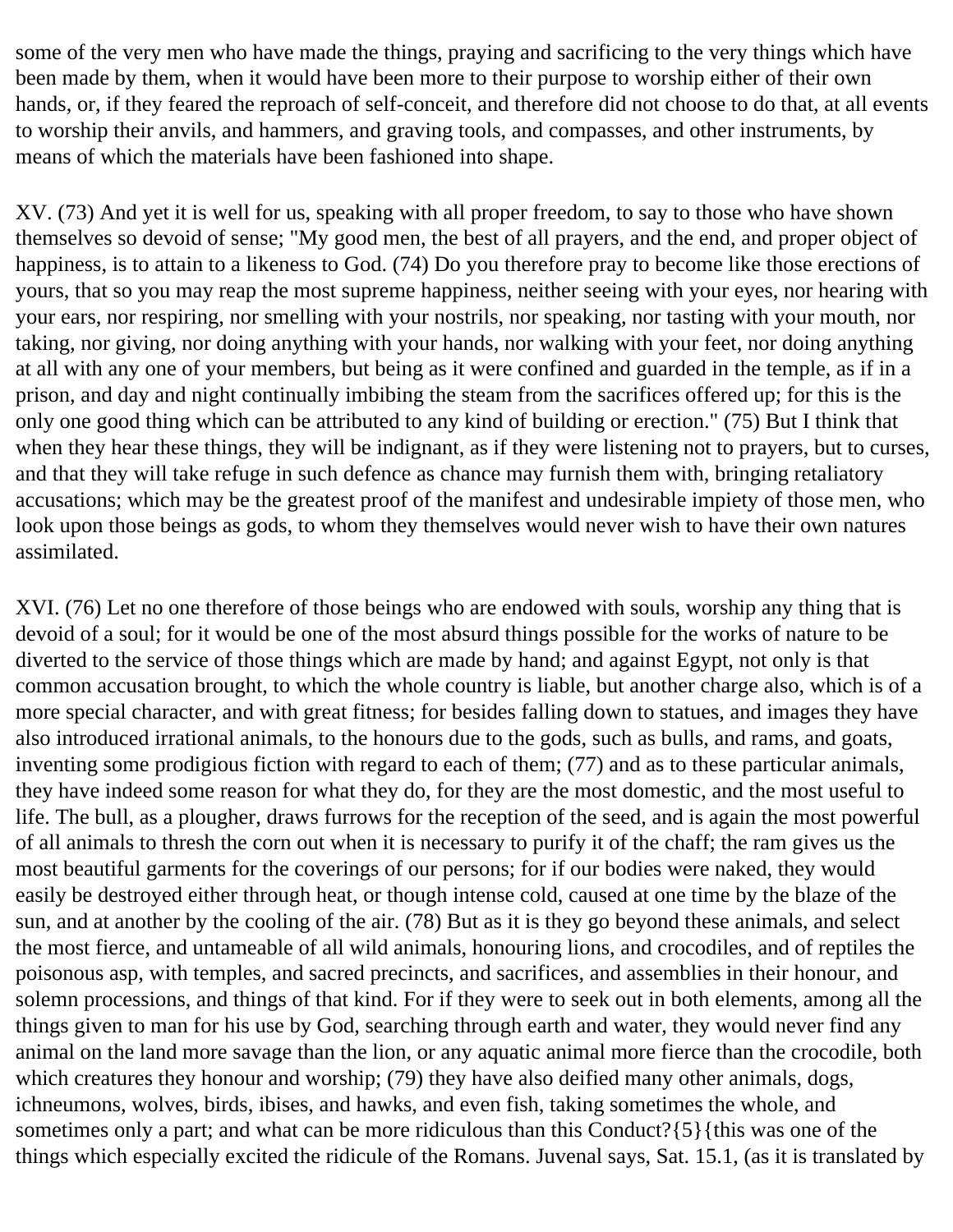some of the very men who have made the things, praying and sacrificing to the very things which have been made by them, when it would have been more to their purpose to worship either of their own hands, or, if they feared the reproach of self-conceit, and therefore did not choose to do that, at all events to worship their anvils, and hammers, and graving tools, and compasses, and other instruments, by means of which the materials have been fashioned into shape.

XV. (73) And yet it is well for us, speaking with all proper freedom, to say to those who have shown themselves so devoid of sense; "My good men, the best of all prayers, and the end, and proper object of happiness, is to attain to a likeness to God. (74) Do you therefore pray to become like those erections of yours, that so you may reap the most supreme happiness, neither seeing with your eyes, nor hearing with your ears, nor respiring, nor smelling with your nostrils, nor speaking, nor tasting with your mouth, nor taking, nor giving, nor doing anything with your hands, nor walking with your feet, nor doing anything at all with any one of your members, but being as it were confined and guarded in the temple, as if in a prison, and day and night continually imbibing the steam from the sacrifices offered up; for this is the only one good thing which can be attributed to any kind of building or erection." (75) But I think that when they hear these things, they will be indignant, as if they were listening not to prayers, but to curses, and that they will take refuge in such defence as chance may furnish them with, bringing retaliatory accusations; which may be the greatest proof of the manifest and undesirable impiety of those men, who look upon those beings as gods, to whom they themselves would never wish to have their own natures assimilated.

XVI. (76) Let no one therefore of those beings who are endowed with souls, worship any thing that is devoid of a soul; for it would be one of the most absurd things possible for the works of nature to be diverted to the service of those things which are made by hand; and against Egypt, not only is that common accusation brought, to which the whole country is liable, but another charge also, which is of a more special character, and with great fitness; for besides falling down to statues, and images they have also introduced irrational animals, to the honours due to the gods, such as bulls, and rams, and goats, inventing some prodigious fiction with regard to each of them; (77) and as to these particular animals, they have indeed some reason for what they do, for they are the most domestic, and the most useful to life. The bull, as a plougher, draws furrows for the reception of the seed, and is again the most powerful of all animals to thresh the corn out when it is necessary to purify it of the chaff; the ram gives us the most beautiful garments for the coverings of our persons; for if our bodies were naked, they would easily be destroyed either through heat, or though intense cold, caused at one time by the blaze of the sun, and at another by the cooling of the air. (78) But as it is they go beyond these animals, and select the most fierce, and untameable of all wild animals, honouring lions, and crocodiles, and of reptiles the poisonous asp, with temples, and sacred precincts, and sacrifices, and assemblies in their honour, and solemn processions, and things of that kind. For if they were to seek out in both elements, among all the things given to man for his use by God, searching through earth and water, they would never find any animal on the land more savage than the lion, or any aquatic animal more fierce than the crocodile, both which creatures they honour and worship; (79) they have also deified many other animals, dogs, ichneumons, wolves, birds, ibises, and hawks, and even fish, taking sometimes the whole, and sometimes only a part; and what can be more ridiculous than this Conduct?{5}{this was one of the things which especially excited the ridicule of the Romans. Juvenal says, Sat. 15.1, (as it is translated by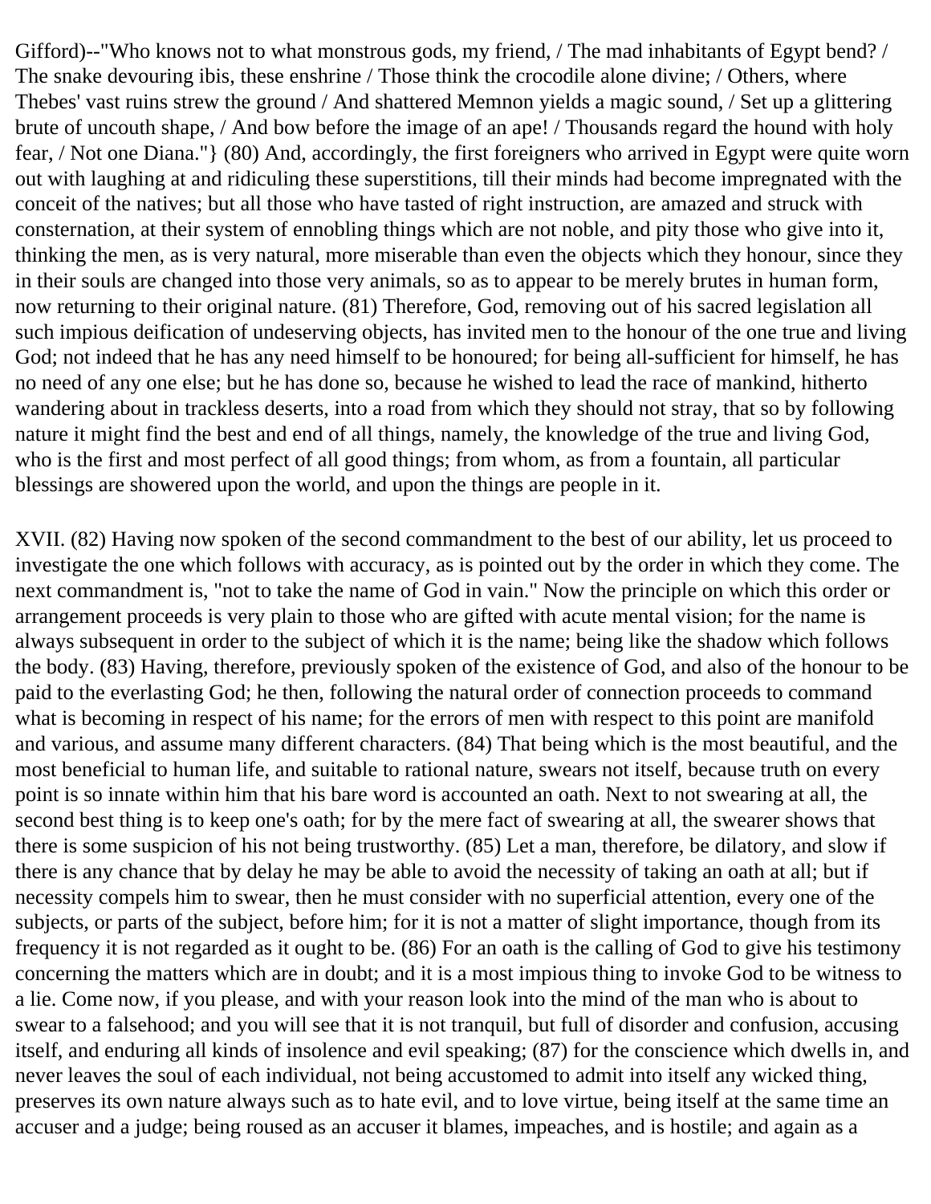Gifford)--"Who knows not to what monstrous gods, my friend, / The mad inhabitants of Egypt bend? / The snake devouring ibis, these enshrine / Those think the crocodile alone divine; / Others, where Thebes' vast ruins strew the ground / And shattered Memnon yields a magic sound, / Set up a glittering brute of uncouth shape, / And bow before the image of an ape! / Thousands regard the hound with holy fear, / Not one Diana."} (80) And, accordingly, the first foreigners who arrived in Egypt were quite worn out with laughing at and ridiculing these superstitions, till their minds had become impregnated with the conceit of the natives; but all those who have tasted of right instruction, are amazed and struck with consternation, at their system of ennobling things which are not noble, and pity those who give into it, thinking the men, as is very natural, more miserable than even the objects which they honour, since they in their souls are changed into those very animals, so as to appear to be merely brutes in human form, now returning to their original nature. (81) Therefore, God, removing out of his sacred legislation all such impious deification of undeserving objects, has invited men to the honour of the one true and living God; not indeed that he has any need himself to be honoured; for being all-sufficient for himself, he has no need of any one else; but he has done so, because he wished to lead the race of mankind, hitherto wandering about in trackless deserts, into a road from which they should not stray, that so by following nature it might find the best and end of all things, namely, the knowledge of the true and living God, who is the first and most perfect of all good things; from whom, as from a fountain, all particular blessings are showered upon the world, and upon the things are people in it.

XVII. (82) Having now spoken of the second commandment to the best of our ability, let us proceed to investigate the one which follows with accuracy, as is pointed out by the order in which they come. The next commandment is, "not to take the name of God in vain." Now the principle on which this order or arrangement proceeds is very plain to those who are gifted with acute mental vision; for the name is always subsequent in order to the subject of which it is the name; being like the shadow which follows the body. (83) Having, therefore, previously spoken of the existence of God, and also of the honour to be paid to the everlasting God; he then, following the natural order of connection proceeds to command what is becoming in respect of his name; for the errors of men with respect to this point are manifold and various, and assume many different characters. (84) That being which is the most beautiful, and the most beneficial to human life, and suitable to rational nature, swears not itself, because truth on every point is so innate within him that his bare word is accounted an oath. Next to not swearing at all, the second best thing is to keep one's oath; for by the mere fact of swearing at all, the swearer shows that there is some suspicion of his not being trustworthy. (85) Let a man, therefore, be dilatory, and slow if there is any chance that by delay he may be able to avoid the necessity of taking an oath at all; but if necessity compels him to swear, then he must consider with no superficial attention, every one of the subjects, or parts of the subject, before him; for it is not a matter of slight importance, though from its frequency it is not regarded as it ought to be. (86) For an oath is the calling of God to give his testimony concerning the matters which are in doubt; and it is a most impious thing to invoke God to be witness to a lie. Come now, if you please, and with your reason look into the mind of the man who is about to swear to a falsehood; and you will see that it is not tranquil, but full of disorder and confusion, accusing itself, and enduring all kinds of insolence and evil speaking; (87) for the conscience which dwells in, and never leaves the soul of each individual, not being accustomed to admit into itself any wicked thing, preserves its own nature always such as to hate evil, and to love virtue, being itself at the same time an accuser and a judge; being roused as an accuser it blames, impeaches, and is hostile; and again as a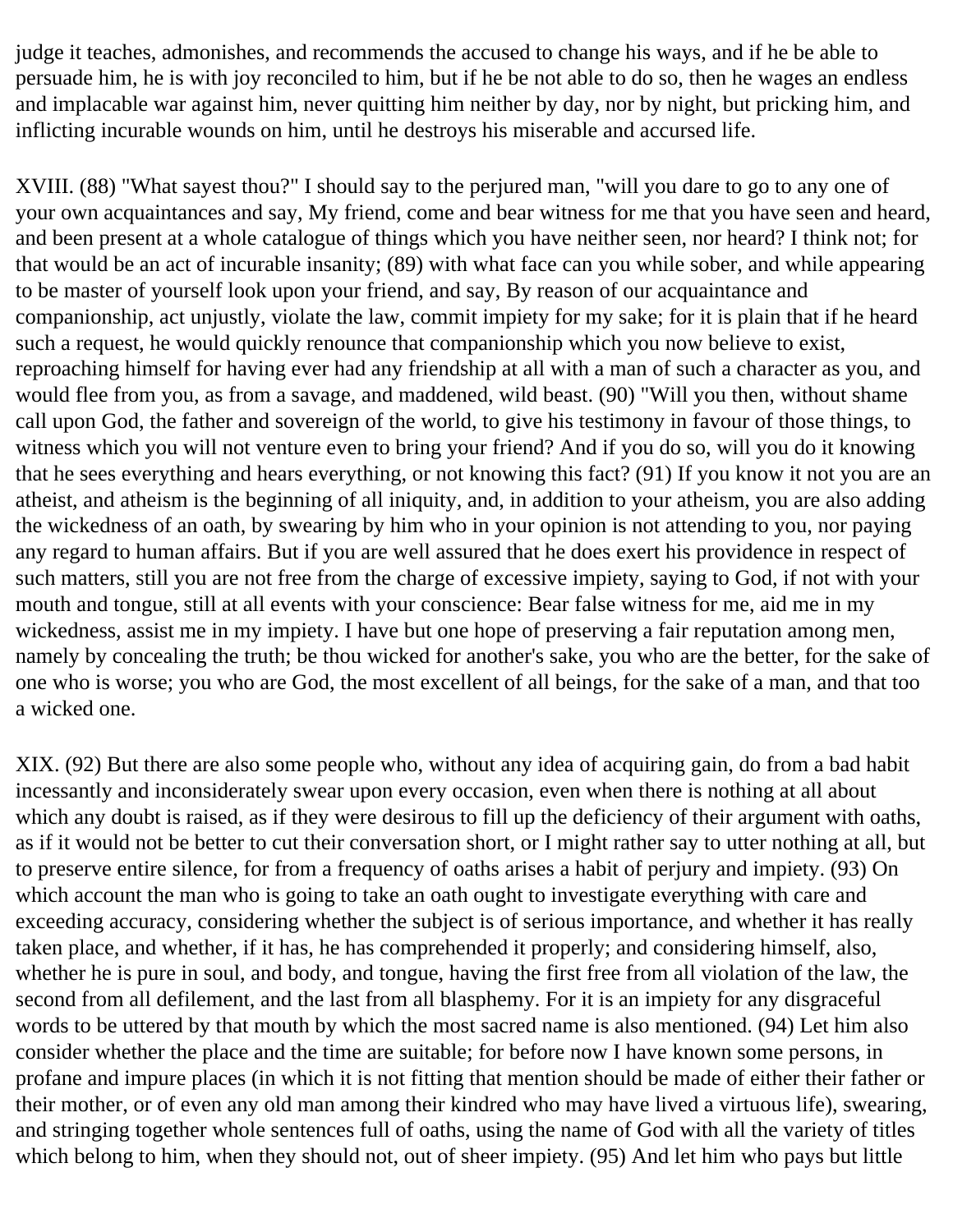judge it teaches, admonishes, and recommends the accused to change his ways, and if he be able to persuade him, he is with joy reconciled to him, but if he be not able to do so, then he wages an endless and implacable war against him, never quitting him neither by day, nor by night, but pricking him, and inflicting incurable wounds on him, until he destroys his miserable and accursed life.

XVIII. (88) "What sayest thou?" I should say to the perjured man, "will you dare to go to any one of your own acquaintances and say, My friend, come and bear witness for me that you have seen and heard, and been present at a whole catalogue of things which you have neither seen, nor heard? I think not; for that would be an act of incurable insanity; (89) with what face can you while sober, and while appearing to be master of yourself look upon your friend, and say, By reason of our acquaintance and companionship, act unjustly, violate the law, commit impiety for my sake; for it is plain that if he heard such a request, he would quickly renounce that companionship which you now believe to exist, reproaching himself for having ever had any friendship at all with a man of such a character as you, and would flee from you, as from a savage, and maddened, wild beast. (90) "Will you then, without shame call upon God, the father and sovereign of the world, to give his testimony in favour of those things, to witness which you will not venture even to bring your friend? And if you do so, will you do it knowing that he sees everything and hears everything, or not knowing this fact? (91) If you know it not you are an atheist, and atheism is the beginning of all iniquity, and, in addition to your atheism, you are also adding the wickedness of an oath, by swearing by him who in your opinion is not attending to you, nor paying any regard to human affairs. But if you are well assured that he does exert his providence in respect of such matters, still you are not free from the charge of excessive impiety, saying to God, if not with your mouth and tongue, still at all events with your conscience: Bear false witness for me, aid me in my wickedness, assist me in my impiety. I have but one hope of preserving a fair reputation among men, namely by concealing the truth; be thou wicked for another's sake, you who are the better, for the sake of one who is worse; you who are God, the most excellent of all beings, for the sake of a man, and that too a wicked one.

XIX. (92) But there are also some people who, without any idea of acquiring gain, do from a bad habit incessantly and inconsiderately swear upon every occasion, even when there is nothing at all about which any doubt is raised, as if they were desirous to fill up the deficiency of their argument with oaths, as if it would not be better to cut their conversation short, or I might rather say to utter nothing at all, but to preserve entire silence, for from a frequency of oaths arises a habit of perjury and impiety. (93) On which account the man who is going to take an oath ought to investigate everything with care and exceeding accuracy, considering whether the subject is of serious importance, and whether it has really taken place, and whether, if it has, he has comprehended it properly; and considering himself, also, whether he is pure in soul, and body, and tongue, having the first free from all violation of the law, the second from all defilement, and the last from all blasphemy. For it is an impiety for any disgraceful words to be uttered by that mouth by which the most sacred name is also mentioned. (94) Let him also consider whether the place and the time are suitable; for before now I have known some persons, in profane and impure places (in which it is not fitting that mention should be made of either their father or their mother, or of even any old man among their kindred who may have lived a virtuous life), swearing, and stringing together whole sentences full of oaths, using the name of God with all the variety of titles which belong to him, when they should not, out of sheer impiety. (95) And let him who pays but little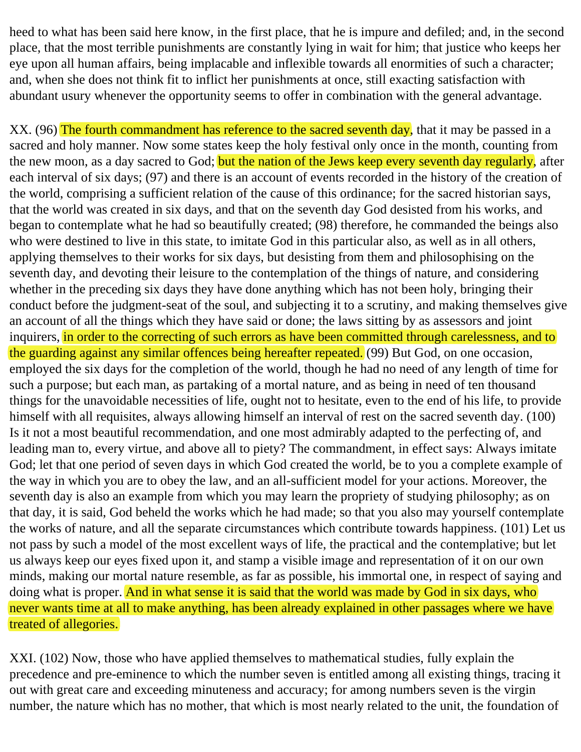heed to what has been said here know, in the first place, that he is impure and defiled; and, in the second place, that the most terrible punishments are constantly lying in wait for him; that justice who keeps her eye upon all human affairs, being implacable and inflexible towards all enormities of such a character; and, when she does not think fit to inflict her punishments at once, still exacting satisfaction with abundant usury whenever the opportunity seems to offer in combination with the general advantage.

XX. (96) The fourth commandment has reference to the sacred seventh day, that it may be passed in a sacred and holy manner. Now some states keep the holy festival only once in the month, counting from the new moon, as a day sacred to God; but the nation of the Jews keep every seventh day regularly, after each interval of six days; (97) and there is an account of events recorded in the history of the creation of the world, comprising a sufficient relation of the cause of this ordinance; for the sacred historian says, that the world was created in six days, and that on the seventh day God desisted from his works, and began to contemplate what he had so beautifully created; (98) therefore, he commanded the beings also who were destined to live in this state, to imitate God in this particular also, as well as in all others, applying themselves to their works for six days, but desisting from them and philosophising on the seventh day, and devoting their leisure to the contemplation of the things of nature, and considering whether in the preceding six days they have done anything which has not been holy, bringing their conduct before the judgment-seat of the soul, and subjecting it to a scrutiny, and making themselves give an account of all the things which they have said or done; the laws sitting by as assessors and joint inquirers, in order to the correcting of such errors as have been committed through carelessness, and to the guarding against any similar offences being hereafter repeated. (99) But God, on one occasion, employed the six days for the completion of the world, though he had no need of any length of time for such a purpose; but each man, as partaking of a mortal nature, and as being in need of ten thousand things for the unavoidable necessities of life, ought not to hesitate, even to the end of his life, to provide himself with all requisites, always allowing himself an interval of rest on the sacred seventh day. (100) Is it not a most beautiful recommendation, and one most admirably adapted to the perfecting of, and leading man to, every virtue, and above all to piety? The commandment, in effect says: Always imitate God; let that one period of seven days in which God created the world, be to you a complete example of the way in which you are to obey the law, and an all-sufficient model for your actions. Moreover, the seventh day is also an example from which you may learn the propriety of studying philosophy; as on that day, it is said, God beheld the works which he had made; so that you also may yourself contemplate the works of nature, and all the separate circumstances which contribute towards happiness. (101) Let us not pass by such a model of the most excellent ways of life, the practical and the contemplative; but let us always keep our eyes fixed upon it, and stamp a visible image and representation of it on our own minds, making our mortal nature resemble, as far as possible, his immortal one, in respect of saying and doing what is proper. And in what sense it is said that the world was made by God in six days, who never wants time at all to make anything, has been already explained in other passages where we have treated of allegories.

XXI. (102) Now, those who have applied themselves to mathematical studies, fully explain the precedence and pre-eminence to which the number seven is entitled among all existing things, tracing it out with great care and exceeding minuteness and accuracy; for among numbers seven is the virgin number, the nature which has no mother, that which is most nearly related to the unit, the foundation of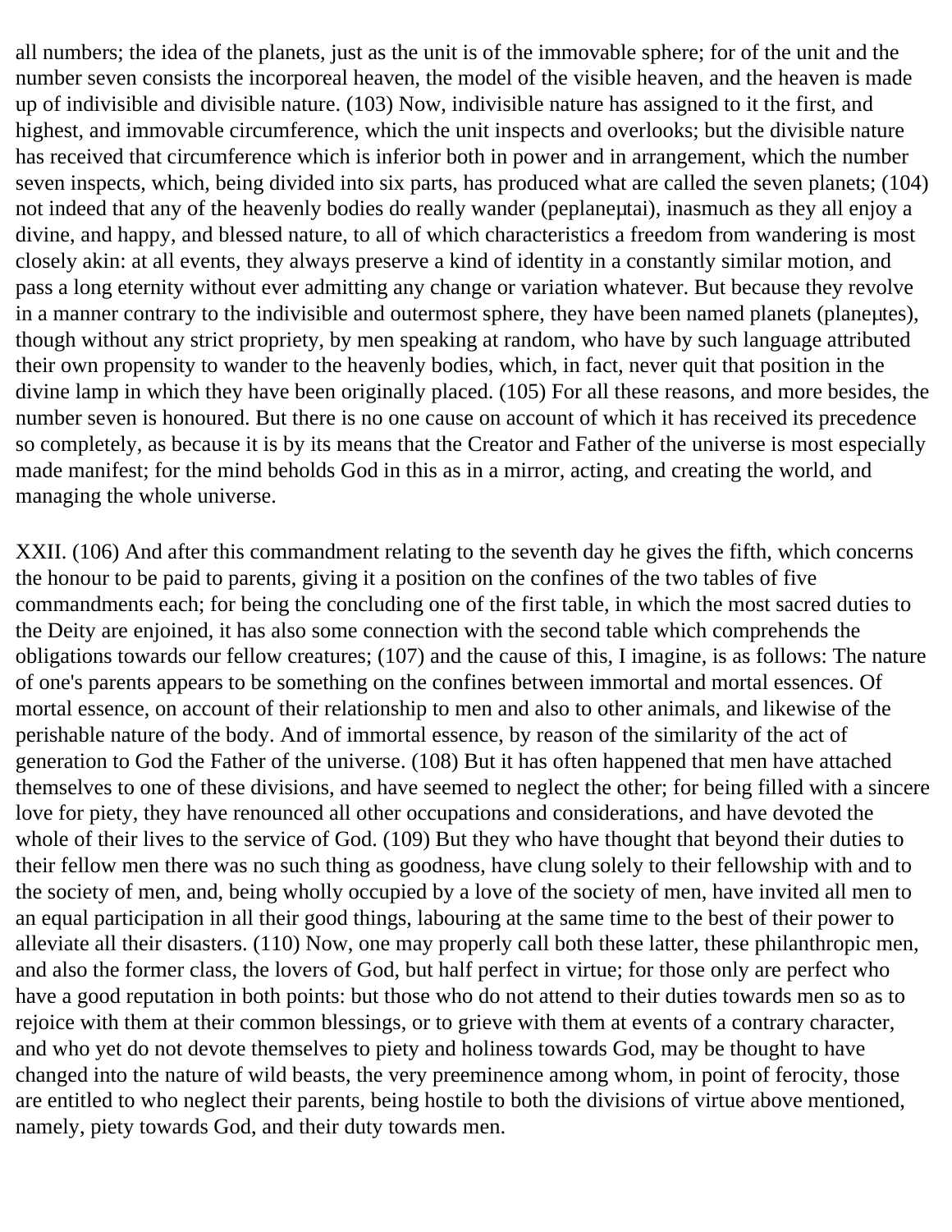all numbers; the idea of the planets, just as the unit is of the immovable sphere; for of the unit and the number seven consists the incorporeal heaven, the model of the visible heaven, and the heaven is made up of indivisible and divisible nature. (103) Now, indivisible nature has assigned to it the first, and highest, and immovable circumference, which the unit inspects and overlooks; but the divisible nature has received that circumference which is inferior both in power and in arrangement, which the number seven inspects, which, being divided into six parts, has produced what are called the seven planets; (104) not indeed that any of the heavenly bodies do really wander (peplaneμtai), inasmuch as they all enjoy a divine, and happy, and blessed nature, to all of which characteristics a freedom from wandering is most closely akin: at all events, they always preserve a kind of identity in a constantly similar motion, and pass a long eternity without ever admitting any change or variation whatever. But because they revolve in a manner contrary to the indivisible and outermost sphere, they have been named planets (planeμtes), though without any strict propriety, by men speaking at random, who have by such language attributed their own propensity to wander to the heavenly bodies, which, in fact, never quit that position in the divine lamp in which they have been originally placed. (105) For all these reasons, and more besides, the number seven is honoured. But there is no one cause on account of which it has received its precedence so completely, as because it is by its means that the Creator and Father of the universe is most especially made manifest; for the mind beholds God in this as in a mirror, acting, and creating the world, and managing the whole universe.

XXII. (106) And after this commandment relating to the seventh day he gives the fifth, which concerns the honour to be paid to parents, giving it a position on the confines of the two tables of five commandments each; for being the concluding one of the first table, in which the most sacred duties to the Deity are enjoined, it has also some connection with the second table which comprehends the obligations towards our fellow creatures; (107) and the cause of this, I imagine, is as follows: The nature of one's parents appears to be something on the confines between immortal and mortal essences. Of mortal essence, on account of their relationship to men and also to other animals, and likewise of the perishable nature of the body. And of immortal essence, by reason of the similarity of the act of generation to God the Father of the universe. (108) But it has often happened that men have attached themselves to one of these divisions, and have seemed to neglect the other; for being filled with a sincere love for piety, they have renounced all other occupations and considerations, and have devoted the whole of their lives to the service of God. (109) But they who have thought that beyond their duties to their fellow men there was no such thing as goodness, have clung solely to their fellowship with and to the society of men, and, being wholly occupied by a love of the society of men, have invited all men to an equal participation in all their good things, labouring at the same time to the best of their power to alleviate all their disasters. (110) Now, one may properly call both these latter, these philanthropic men, and also the former class, the lovers of God, but half perfect in virtue; for those only are perfect who have a good reputation in both points: but those who do not attend to their duties towards men so as to rejoice with them at their common blessings, or to grieve with them at events of a contrary character, and who yet do not devote themselves to piety and holiness towards God, may be thought to have changed into the nature of wild beasts, the very preeminence among whom, in point of ferocity, those are entitled to who neglect their parents, being hostile to both the divisions of virtue above mentioned, namely, piety towards God, and their duty towards men.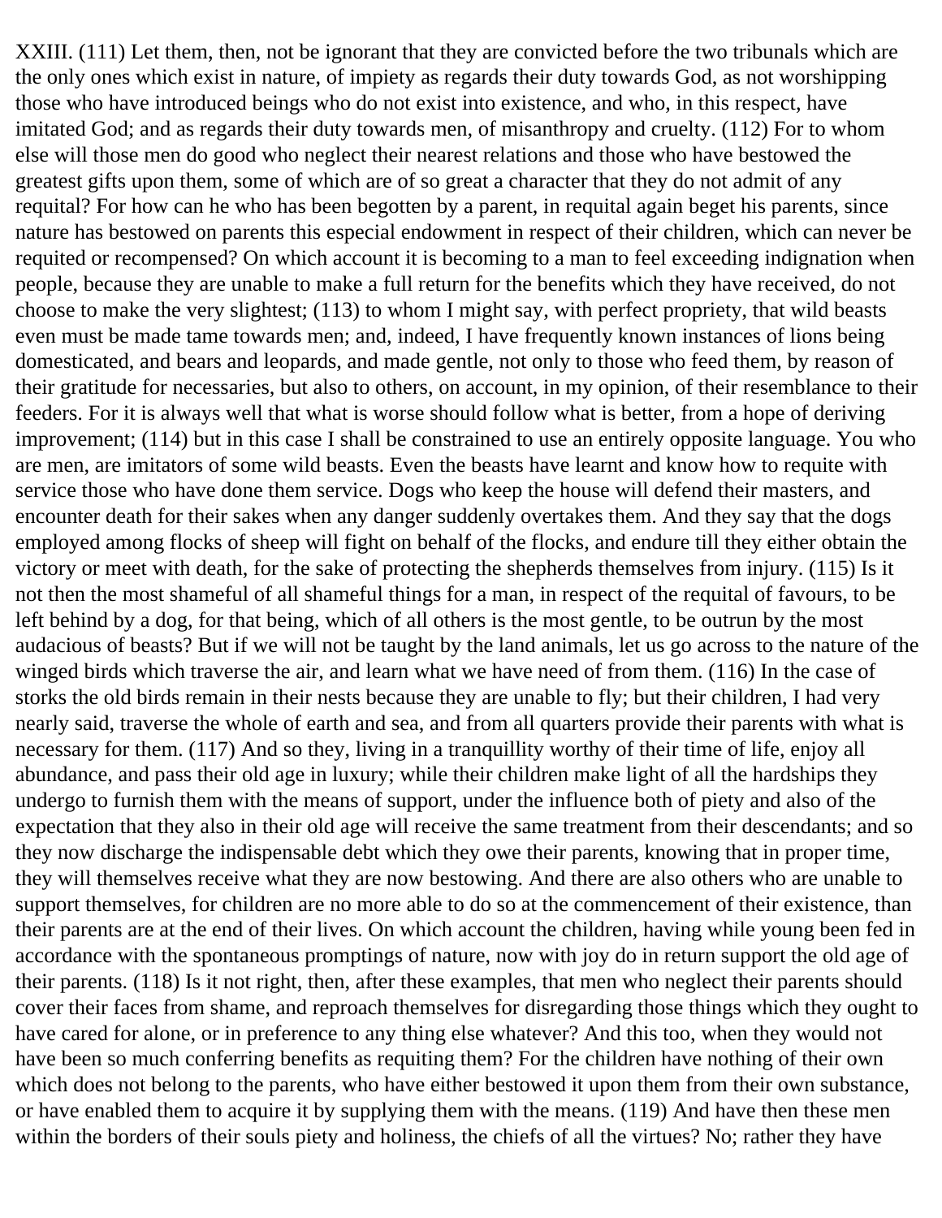XXIII. (111) Let them, then, not be ignorant that they are convicted before the two tribunals which are the only ones which exist in nature, of impiety as regards their duty towards God, as not worshipping those who have introduced beings who do not exist into existence, and who, in this respect, have imitated God; and as regards their duty towards men, of misanthropy and cruelty. (112) For to whom else will those men do good who neglect their nearest relations and those who have bestowed the greatest gifts upon them, some of which are of so great a character that they do not admit of any requital? For how can he who has been begotten by a parent, in requital again beget his parents, since nature has bestowed on parents this especial endowment in respect of their children, which can never be requited or recompensed? On which account it is becoming to a man to feel exceeding indignation when people, because they are unable to make a full return for the benefits which they have received, do not choose to make the very slightest; (113) to whom I might say, with perfect propriety, that wild beasts even must be made tame towards men; and, indeed, I have frequently known instances of lions being domesticated, and bears and leopards, and made gentle, not only to those who feed them, by reason of their gratitude for necessaries, but also to others, on account, in my opinion, of their resemblance to their feeders. For it is always well that what is worse should follow what is better, from a hope of deriving improvement; (114) but in this case I shall be constrained to use an entirely opposite language. You who are men, are imitators of some wild beasts. Even the beasts have learnt and know how to requite with service those who have done them service. Dogs who keep the house will defend their masters, and encounter death for their sakes when any danger suddenly overtakes them. And they say that the dogs employed among flocks of sheep will fight on behalf of the flocks, and endure till they either obtain the victory or meet with death, for the sake of protecting the shepherds themselves from injury. (115) Is it not then the most shameful of all shameful things for a man, in respect of the requital of favours, to be left behind by a dog, for that being, which of all others is the most gentle, to be outrun by the most audacious of beasts? But if we will not be taught by the land animals, let us go across to the nature of the winged birds which traverse the air, and learn what we have need of from them. (116) In the case of storks the old birds remain in their nests because they are unable to fly; but their children, I had very nearly said, traverse the whole of earth and sea, and from all quarters provide their parents with what is necessary for them. (117) And so they, living in a tranquillity worthy of their time of life, enjoy all abundance, and pass their old age in luxury; while their children make light of all the hardships they undergo to furnish them with the means of support, under the influence both of piety and also of the expectation that they also in their old age will receive the same treatment from their descendants; and so they now discharge the indispensable debt which they owe their parents, knowing that in proper time, they will themselves receive what they are now bestowing. And there are also others who are unable to support themselves, for children are no more able to do so at the commencement of their existence, than their parents are at the end of their lives. On which account the children, having while young been fed in accordance with the spontaneous promptings of nature, now with joy do in return support the old age of their parents. (118) Is it not right, then, after these examples, that men who neglect their parents should cover their faces from shame, and reproach themselves for disregarding those things which they ought to have cared for alone, or in preference to any thing else whatever? And this too, when they would not have been so much conferring benefits as requiting them? For the children have nothing of their own which does not belong to the parents, who have either bestowed it upon them from their own substance, or have enabled them to acquire it by supplying them with the means. (119) And have then these men within the borders of their souls piety and holiness, the chiefs of all the virtues? No; rather they have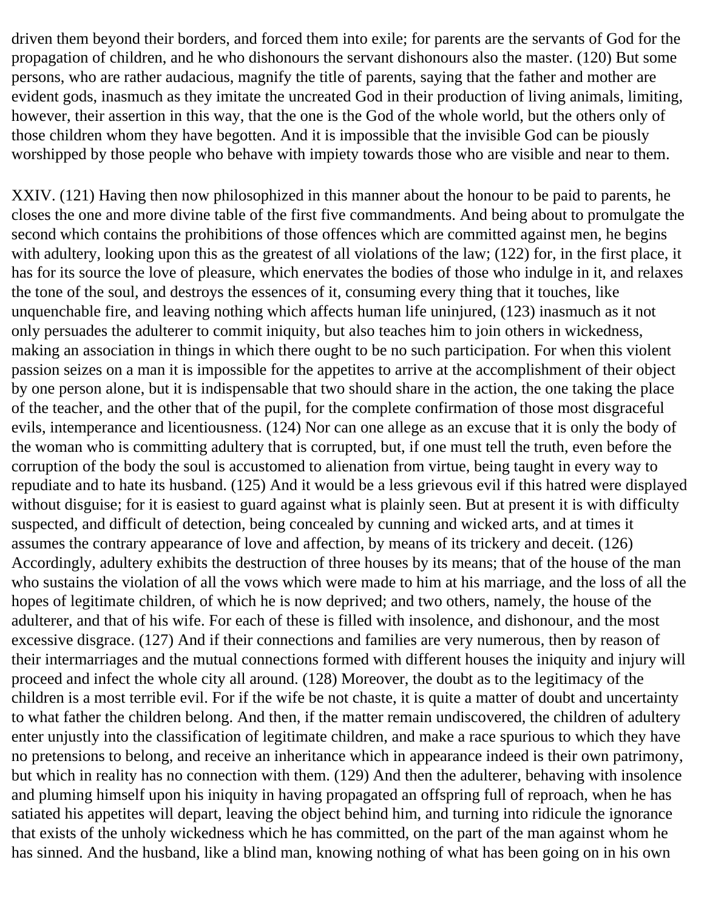driven them beyond their borders, and forced them into exile; for parents are the servants of God for the propagation of children, and he who dishonours the servant dishonours also the master. (120) But some persons, who are rather audacious, magnify the title of parents, saying that the father and mother are evident gods, inasmuch as they imitate the uncreated God in their production of living animals, limiting, however, their assertion in this way, that the one is the God of the whole world, but the others only of those children whom they have begotten. And it is impossible that the invisible God can be piously worshipped by those people who behave with impiety towards those who are visible and near to them.

XXIV. (121) Having then now philosophized in this manner about the honour to be paid to parents, he closes the one and more divine table of the first five commandments. And being about to promulgate the second which contains the prohibitions of those offences which are committed against men, he begins with adultery, looking upon this as the greatest of all violations of the law; (122) for, in the first place, it has for its source the love of pleasure, which enervates the bodies of those who indulge in it, and relaxes the tone of the soul, and destroys the essences of it, consuming every thing that it touches, like unquenchable fire, and leaving nothing which affects human life uninjured, (123) inasmuch as it not only persuades the adulterer to commit iniquity, but also teaches him to join others in wickedness, making an association in things in which there ought to be no such participation. For when this violent passion seizes on a man it is impossible for the appetites to arrive at the accomplishment of their object by one person alone, but it is indispensable that two should share in the action, the one taking the place of the teacher, and the other that of the pupil, for the complete confirmation of those most disgraceful evils, intemperance and licentiousness. (124) Nor can one allege as an excuse that it is only the body of the woman who is committing adultery that is corrupted, but, if one must tell the truth, even before the corruption of the body the soul is accustomed to alienation from virtue, being taught in every way to repudiate and to hate its husband. (125) And it would be a less grievous evil if this hatred were displayed without disguise; for it is easiest to guard against what is plainly seen. But at present it is with difficulty suspected, and difficult of detection, being concealed by cunning and wicked arts, and at times it assumes the contrary appearance of love and affection, by means of its trickery and deceit. (126) Accordingly, adultery exhibits the destruction of three houses by its means; that of the house of the man who sustains the violation of all the vows which were made to him at his marriage, and the loss of all the hopes of legitimate children, of which he is now deprived; and two others, namely, the house of the adulterer, and that of his wife. For each of these is filled with insolence, and dishonour, and the most excessive disgrace. (127) And if their connections and families are very numerous, then by reason of their intermarriages and the mutual connections formed with different houses the iniquity and injury will proceed and infect the whole city all around. (128) Moreover, the doubt as to the legitimacy of the children is a most terrible evil. For if the wife be not chaste, it is quite a matter of doubt and uncertainty to what father the children belong. And then, if the matter remain undiscovered, the children of adultery enter unjustly into the classification of legitimate children, and make a race spurious to which they have no pretensions to belong, and receive an inheritance which in appearance indeed is their own patrimony, but which in reality has no connection with them. (129) And then the adulterer, behaving with insolence and pluming himself upon his iniquity in having propagated an offspring full of reproach, when he has satiated his appetites will depart, leaving the object behind him, and turning into ridicule the ignorance that exists of the unholy wickedness which he has committed, on the part of the man against whom he has sinned. And the husband, like a blind man, knowing nothing of what has been going on in his own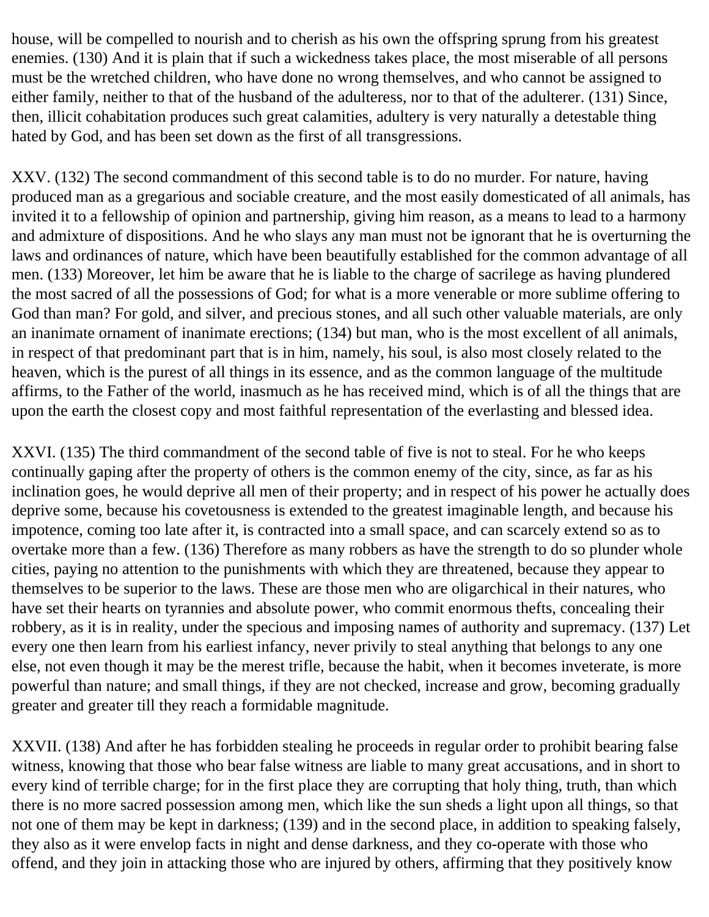house, will be compelled to nourish and to cherish as his own the offspring sprung from his greatest enemies. (130) And it is plain that if such a wickedness takes place, the most miserable of all persons must be the wretched children, who have done no wrong themselves, and who cannot be assigned to either family, neither to that of the husband of the adulteress, nor to that of the adulterer. (131) Since, then, illicit cohabitation produces such great calamities, adultery is very naturally a detestable thing hated by God, and has been set down as the first of all transgressions.

XXV. (132) The second commandment of this second table is to do no murder. For nature, having produced man as a gregarious and sociable creature, and the most easily domesticated of all animals, has invited it to a fellowship of opinion and partnership, giving him reason, as a means to lead to a harmony and admixture of dispositions. And he who slays any man must not be ignorant that he is overturning the laws and ordinances of nature, which have been beautifully established for the common advantage of all men. (133) Moreover, let him be aware that he is liable to the charge of sacrilege as having plundered the most sacred of all the possessions of God; for what is a more venerable or more sublime offering to God than man? For gold, and silver, and precious stones, and all such other valuable materials, are only an inanimate ornament of inanimate erections; (134) but man, who is the most excellent of all animals, in respect of that predominant part that is in him, namely, his soul, is also most closely related to the heaven, which is the purest of all things in its essence, and as the common language of the multitude affirms, to the Father of the world, inasmuch as he has received mind, which is of all the things that are upon the earth the closest copy and most faithful representation of the everlasting and blessed idea.

XXVI. (135) The third commandment of the second table of five is not to steal. For he who keeps continually gaping after the property of others is the common enemy of the city, since, as far as his inclination goes, he would deprive all men of their property; and in respect of his power he actually does deprive some, because his covetousness is extended to the greatest imaginable length, and because his impotence, coming too late after it, is contracted into a small space, and can scarcely extend so as to overtake more than a few. (136) Therefore as many robbers as have the strength to do so plunder whole cities, paying no attention to the punishments with which they are threatened, because they appear to themselves to be superior to the laws. These are those men who are oligarchical in their natures, who have set their hearts on tyrannies and absolute power, who commit enormous thefts, concealing their robbery, as it is in reality, under the specious and imposing names of authority and supremacy. (137) Let every one then learn from his earliest infancy, never privily to steal anything that belongs to any one else, not even though it may be the merest trifle, because the habit, when it becomes inveterate, is more powerful than nature; and small things, if they are not checked, increase and grow, becoming gradually greater and greater till they reach a formidable magnitude.

XXVII. (138) And after he has forbidden stealing he proceeds in regular order to prohibit bearing false witness, knowing that those who bear false witness are liable to many great accusations, and in short to every kind of terrible charge; for in the first place they are corrupting that holy thing, truth, than which there is no more sacred possession among men, which like the sun sheds a light upon all things, so that not one of them may be kept in darkness; (139) and in the second place, in addition to speaking falsely, they also as it were envelop facts in night and dense darkness, and they co-operate with those who offend, and they join in attacking those who are injured by others, affirming that they positively know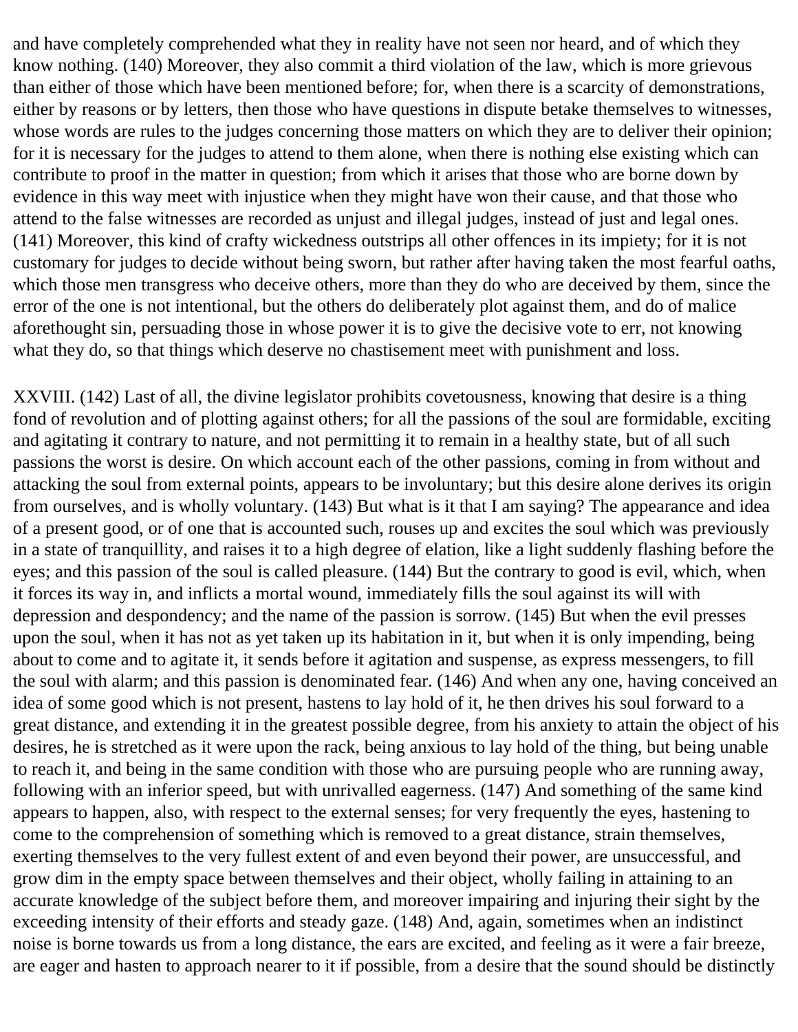and have completely comprehended what they in reality have not seen nor heard, and of which they know nothing. (140) Moreover, they also commit a third violation of the law, which is more grievous than either of those which have been mentioned before; for, when there is a scarcity of demonstrations, either by reasons or by letters, then those who have questions in dispute betake themselves to witnesses, whose words are rules to the judges concerning those matters on which they are to deliver their opinion; for it is necessary for the judges to attend to them alone, when there is nothing else existing which can contribute to proof in the matter in question; from which it arises that those who are borne down by evidence in this way meet with injustice when they might have won their cause, and that those who attend to the false witnesses are recorded as unjust and illegal judges, instead of just and legal ones. (141) Moreover, this kind of crafty wickedness outstrips all other offences in its impiety; for it is not customary for judges to decide without being sworn, but rather after having taken the most fearful oaths, which those men transgress who deceive others, more than they do who are deceived by them, since the error of the one is not intentional, but the others do deliberately plot against them, and do of malice aforethought sin, persuading those in whose power it is to give the decisive vote to err, not knowing what they do, so that things which deserve no chastisement meet with punishment and loss.

XXVIII. (142) Last of all, the divine legislator prohibits covetousness, knowing that desire is a thing fond of revolution and of plotting against others; for all the passions of the soul are formidable, exciting and agitating it contrary to nature, and not permitting it to remain in a healthy state, but of all such passions the worst is desire. On which account each of the other passions, coming in from without and attacking the soul from external points, appears to be involuntary; but this desire alone derives its origin from ourselves, and is wholly voluntary. (143) But what is it that I am saying? The appearance and idea of a present good, or of one that is accounted such, rouses up and excites the soul which was previously in a state of tranquillity, and raises it to a high degree of elation, like a light suddenly flashing before the eyes; and this passion of the soul is called pleasure. (144) But the contrary to good is evil, which, when it forces its way in, and inflicts a mortal wound, immediately fills the soul against its will with depression and despondency; and the name of the passion is sorrow. (145) But when the evil presses upon the soul, when it has not as yet taken up its habitation in it, but when it is only impending, being about to come and to agitate it, it sends before it agitation and suspense, as express messengers, to fill the soul with alarm; and this passion is denominated fear. (146) And when any one, having conceived an idea of some good which is not present, hastens to lay hold of it, he then drives his soul forward to a great distance, and extending it in the greatest possible degree, from his anxiety to attain the object of his desires, he is stretched as it were upon the rack, being anxious to lay hold of the thing, but being unable to reach it, and being in the same condition with those who are pursuing people who are running away, following with an inferior speed, but with unrivalled eagerness. (147) And something of the same kind appears to happen, also, with respect to the external senses; for very frequently the eyes, hastening to come to the comprehension of something which is removed to a great distance, strain themselves, exerting themselves to the very fullest extent of and even beyond their power, are unsuccessful, and grow dim in the empty space between themselves and their object, wholly failing in attaining to an accurate knowledge of the subject before them, and moreover impairing and injuring their sight by the exceeding intensity of their efforts and steady gaze. (148) And, again, sometimes when an indistinct noise is borne towards us from a long distance, the ears are excited, and feeling as it were a fair breeze, are eager and hasten to approach nearer to it if possible, from a desire that the sound should be distinctly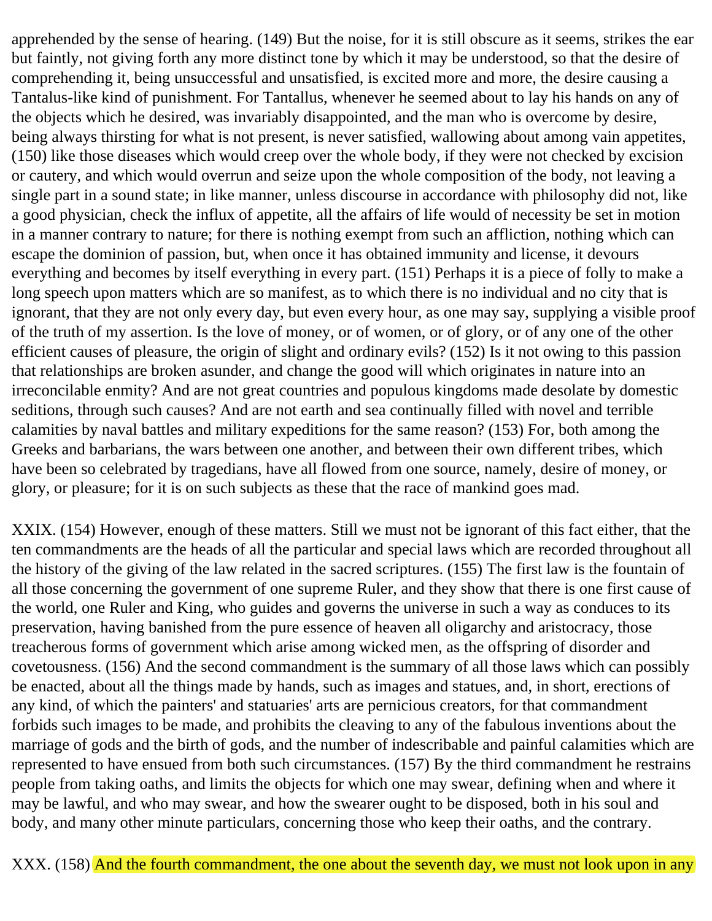apprehended by the sense of hearing. (149) But the noise, for it is still obscure as it seems, strikes the ear but faintly, not giving forth any more distinct tone by which it may be understood, so that the desire of comprehending it, being unsuccessful and unsatisfied, is excited more and more, the desire causing a Tantalus-like kind of punishment. For Tantallus, whenever he seemed about to lay his hands on any of the objects which he desired, was invariably disappointed, and the man who is overcome by desire, being always thirsting for what is not present, is never satisfied, wallowing about among vain appetites, (150) like those diseases which would creep over the whole body, if they were not checked by excision or cautery, and which would overrun and seize upon the whole composition of the body, not leaving a single part in a sound state; in like manner, unless discourse in accordance with philosophy did not, like a good physician, check the influx of appetite, all the affairs of life would of necessity be set in motion in a manner contrary to nature; for there is nothing exempt from such an affliction, nothing which can escape the dominion of passion, but, when once it has obtained immunity and license, it devours everything and becomes by itself everything in every part. (151) Perhaps it is a piece of folly to make a long speech upon matters which are so manifest, as to which there is no individual and no city that is ignorant, that they are not only every day, but even every hour, as one may say, supplying a visible proof of the truth of my assertion. Is the love of money, or of women, or of glory, or of any one of the other efficient causes of pleasure, the origin of slight and ordinary evils? (152) Is it not owing to this passion that relationships are broken asunder, and change the good will which originates in nature into an irreconcilable enmity? And are not great countries and populous kingdoms made desolate by domestic seditions, through such causes? And are not earth and sea continually filled with novel and terrible calamities by naval battles and military expeditions for the same reason? (153) For, both among the Greeks and barbarians, the wars between one another, and between their own different tribes, which have been so celebrated by tragedians, have all flowed from one source, namely, desire of money, or glory, or pleasure; for it is on such subjects as these that the race of mankind goes mad.

XXIX. (154) However, enough of these matters. Still we must not be ignorant of this fact either, that the ten commandments are the heads of all the particular and special laws which are recorded throughout all the history of the giving of the law related in the sacred scriptures. (155) The first law is the fountain of all those concerning the government of one supreme Ruler, and they show that there is one first cause of the world, one Ruler and King, who guides and governs the universe in such a way as conduces to its preservation, having banished from the pure essence of heaven all oligarchy and aristocracy, those treacherous forms of government which arise among wicked men, as the offspring of disorder and covetousness. (156) And the second commandment is the summary of all those laws which can possibly be enacted, about all the things made by hands, such as images and statues, and, in short, erections of any kind, of which the painters' and statuaries' arts are pernicious creators, for that commandment forbids such images to be made, and prohibits the cleaving to any of the fabulous inventions about the marriage of gods and the birth of gods, and the number of indescribable and painful calamities which are represented to have ensued from both such circumstances. (157) By the third commandment he restrains people from taking oaths, and limits the objects for which one may swear, defining when and where it may be lawful, and who may swear, and how the swearer ought to be disposed, both in his soul and body, and many other minute particulars, concerning those who keep their oaths, and the contrary.

XXX. (158) And the fourth commandment, the one about the seventh day, we must not look upon in any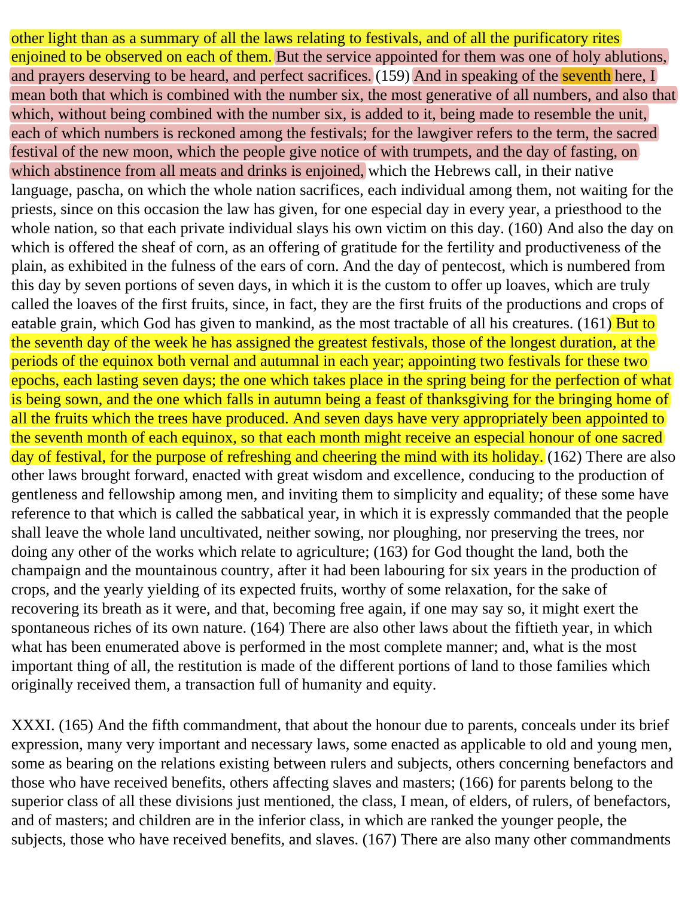other light than as a summary of all the laws relating to festivals, and of all the purificatory rites enjoined to be observed on each of them. But the service appointed for them was one of holy ablutions, and prayers deserving to be heard, and perfect sacrifices. (159) And in speaking of the seventh here, I mean both that which is combined with the number six, the most generative of all numbers, and also that which, without being combined with the number six, is added to it, being made to resemble the unit, each of which numbers is reckoned among the festivals; for the lawgiver refers to the term, the sacred festival of the new moon, which the people give notice of with trumpets, and the day of fasting, on which abstinence from all meats and drinks is enjoined, which the Hebrews call, in their native language, pascha, on which the whole nation sacrifices, each individual among them, not waiting for the priests, since on this occasion the law has given, for one especial day in every year, a priesthood to the whole nation, so that each private individual slays his own victim on this day. (160) And also the day on which is offered the sheaf of corn, as an offering of gratitude for the fertility and productiveness of the plain, as exhibited in the fulness of the ears of corn. And the day of pentecost, which is numbered from this day by seven portions of seven days, in which it is the custom to offer up loaves, which are truly called the loaves of the first fruits, since, in fact, they are the first fruits of the productions and crops of eatable grain, which God has given to mankind, as the most tractable of all his creatures. (161) But to the seventh day of the week he has assigned the greatest festivals, those of the longest duration, at the periods of the equinox both vernal and autumnal in each year; appointing two festivals for these two epochs, each lasting seven days; the one which takes place in the spring being for the perfection of what is being sown, and the one which falls in autumn being a feast of thanksgiving for the bringing home of all the fruits which the trees have produced. And seven days have very appropriately been appointed to the seventh month of each equinox, so that each month might receive an especial honour of one sacred day of festival, for the purpose of refreshing and cheering the mind with its holiday. (162) There are also other laws brought forward, enacted with great wisdom and excellence, conducing to the production of gentleness and fellowship among men, and inviting them to simplicity and equality; of these some have reference to that which is called the sabbatical year, in which it is expressly commanded that the people shall leave the whole land uncultivated, neither sowing, nor ploughing, nor preserving the trees, nor doing any other of the works which relate to agriculture; (163) for God thought the land, both the champaign and the mountainous country, after it had been labouring for six years in the production of crops, and the yearly yielding of its expected fruits, worthy of some relaxation, for the sake of recovering its breath as it were, and that, becoming free again, if one may say so, it might exert the spontaneous riches of its own nature. (164) There are also other laws about the fiftieth year, in which what has been enumerated above is performed in the most complete manner; and, what is the most important thing of all, the restitution is made of the different portions of land to those families which originally received them, a transaction full of humanity and equity.

XXXI. (165) And the fifth commandment, that about the honour due to parents, conceals under its brief expression, many very important and necessary laws, some enacted as applicable to old and young men, some as bearing on the relations existing between rulers and subjects, others concerning benefactors and those who have received benefits, others affecting slaves and masters; (166) for parents belong to the superior class of all these divisions just mentioned, the class, I mean, of elders, of rulers, of benefactors, and of masters; and children are in the inferior class, in which are ranked the younger people, the subjects, those who have received benefits, and slaves. (167) There are also many other commandments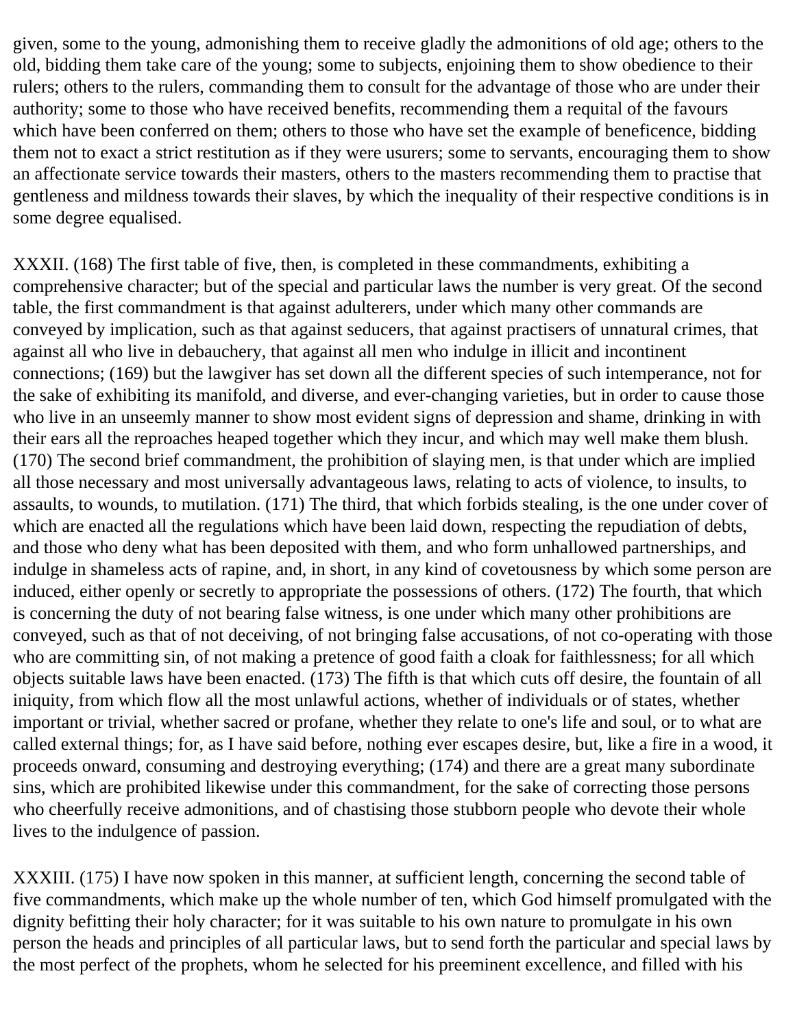given, some to the young, admonishing them to receive gladly the admonitions of old age; others to the old, bidding them take care of the young; some to subjects, enjoining them to show obedience to their rulers; others to the rulers, commanding them to consult for the advantage of those who are under their authority; some to those who have received benefits, recommending them a requital of the favours which have been conferred on them; others to those who have set the example of beneficence, bidding them not to exact a strict restitution as if they were usurers; some to servants, encouraging them to show an affectionate service towards their masters, others to the masters recommending them to practise that gentleness and mildness towards their slaves, by which the inequality of their respective conditions is in some degree equalised.

XXXII. (168) The first table of five, then, is completed in these commandments, exhibiting a comprehensive character; but of the special and particular laws the number is very great. Of the second table, the first commandment is that against adulterers, under which many other commands are conveyed by implication, such as that against seducers, that against practisers of unnatural crimes, that against all who live in debauchery, that against all men who indulge in illicit and incontinent connections; (169) but the lawgiver has set down all the different species of such intemperance, not for the sake of exhibiting its manifold, and diverse, and ever-changing varieties, but in order to cause those who live in an unseemly manner to show most evident signs of depression and shame, drinking in with their ears all the reproaches heaped together which they incur, and which may well make them blush. (170) The second brief commandment, the prohibition of slaying men, is that under which are implied all those necessary and most universally advantageous laws, relating to acts of violence, to insults, to assaults, to wounds, to mutilation. (171) The third, that which forbids stealing, is the one under cover of which are enacted all the regulations which have been laid down, respecting the repudiation of debts, and those who deny what has been deposited with them, and who form unhallowed partnerships, and indulge in shameless acts of rapine, and, in short, in any kind of covetousness by which some person are induced, either openly or secretly to appropriate the possessions of others. (172) The fourth, that which is concerning the duty of not bearing false witness, is one under which many other prohibitions are conveyed, such as that of not deceiving, of not bringing false accusations, of not co-operating with those who are committing sin, of not making a pretence of good faith a cloak for faithlessness; for all which objects suitable laws have been enacted. (173) The fifth is that which cuts off desire, the fountain of all iniquity, from which flow all the most unlawful actions, whether of individuals or of states, whether important or trivial, whether sacred or profane, whether they relate to one's life and soul, or to what are called external things; for, as I have said before, nothing ever escapes desire, but, like a fire in a wood, it proceeds onward, consuming and destroying everything; (174) and there are a great many subordinate sins, which are prohibited likewise under this commandment, for the sake of correcting those persons who cheerfully receive admonitions, and of chastising those stubborn people who devote their whole lives to the indulgence of passion.

XXXIII. (175) I have now spoken in this manner, at sufficient length, concerning the second table of five commandments, which make up the whole number of ten, which God himself promulgated with the dignity befitting their holy character; for it was suitable to his own nature to promulgate in his own person the heads and principles of all particular laws, but to send forth the particular and special laws by the most perfect of the prophets, whom he selected for his preeminent excellence, and filled with his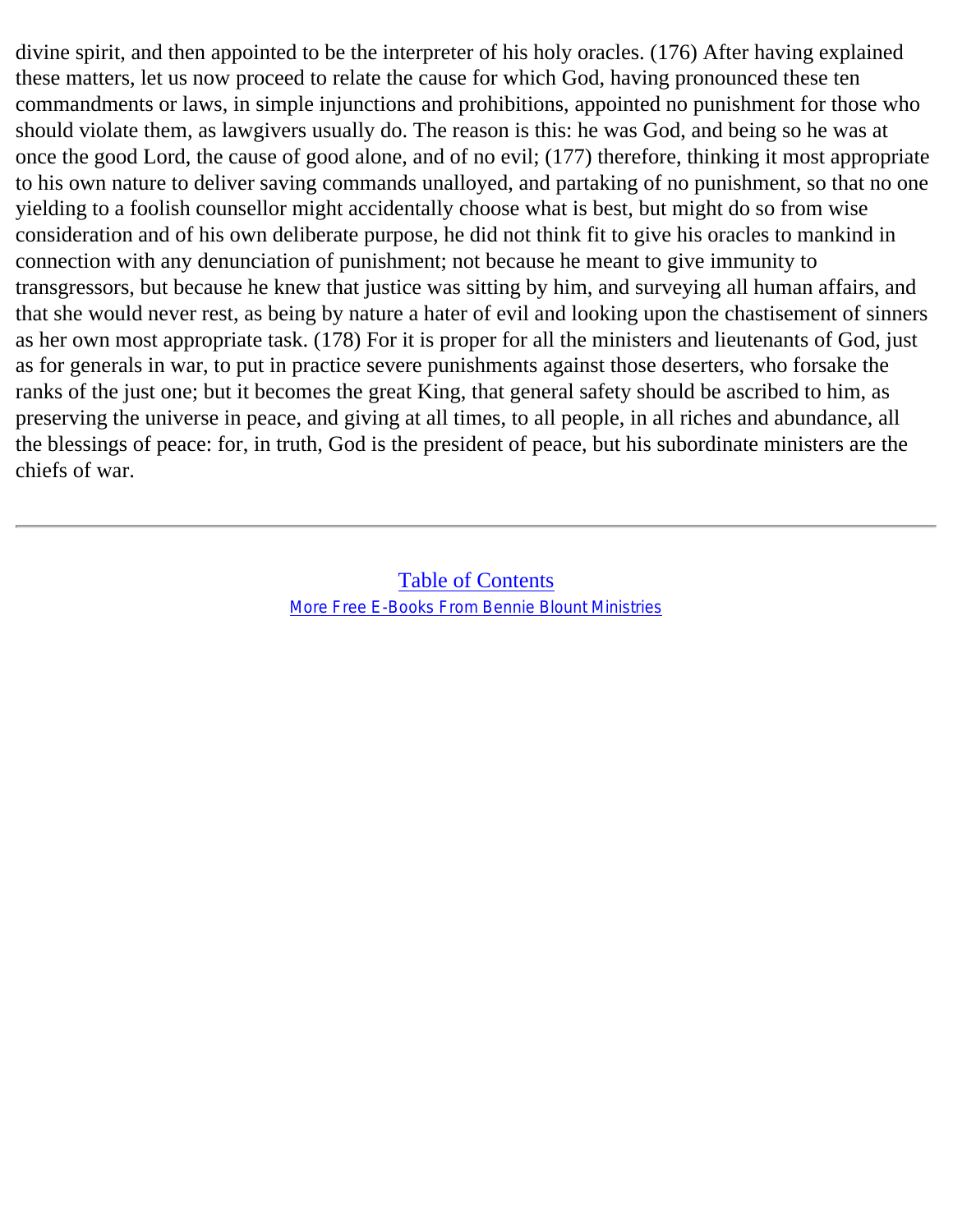divine spirit, and then appointed to be the interpreter of his holy oracles. (176) After having explained these matters, let us now proceed to relate the cause for which God, having pronounced these ten commandments or laws, in simple injunctions and prohibitions, appointed no punishment for those who should violate them, as lawgivers usually do. The reason is this: he was God, and being so he was at once the good Lord, the cause of good alone, and of no evil; (177) therefore, thinking it most appropriate to his own nature to deliver saving commands unalloyed, and partaking of no punishment, so that no one yielding to a foolish counsellor might accidentally choose what is best, but might do so from wise consideration and of his own deliberate purpose, he did not think fit to give his oracles to mankind in connection with any denunciation of punishment; not because he meant to give immunity to transgressors, but because he knew that justice was sitting by him, and surveying all human affairs, and that she would never rest, as being by nature a hater of evil and looking upon the chastisement of sinners as her own most appropriate task. (178) For it is proper for all the ministers and lieutenants of God, just as for generals in war, to put in practice severe punishments against those deserters, who forsake the ranks of the just one; but it becomes the great King, that general safety should be ascribed to him, as preserving the universe in peace, and giving at all times, to all people, in all riches and abundance, all the blessings of peace: for, in truth, God is the president of peace, but his subordinate ministers are the chiefs of war.

---

Table of Contents

More Free E-Books From Bennie Blount Ministries